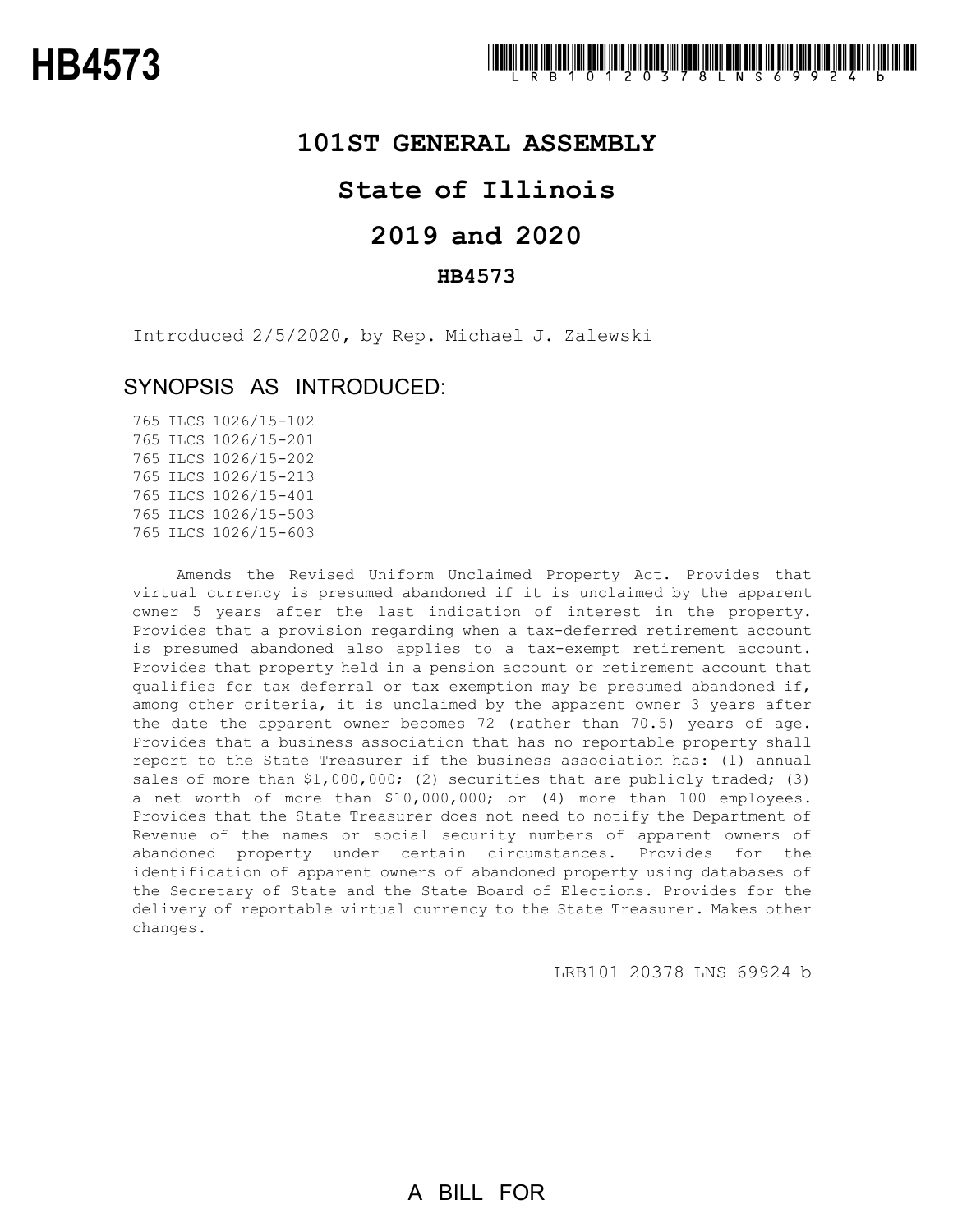# HB4573

LRB101 20378 LNS 69924 b

## 101ST GENERAL ASSEMBLY

## State of Illinois

## 2019 and 2020

### HB4573

Introduced 2/5/2020, by Rep. Michael J. Zalewski

### SYNOPSIS AS INTRODUCED:

765 ILCS 1026/15-102
765 ILCS 1026/15-201
765 ILCS 1026/15-202
765 ILCS 1026/15-213
765 ILCS 1026/15-401
765 ILCS 1026/15-503
765 ILCS 1026/15-603

Amends the Revised Uniform Unclaimed Property Act. Provides that virtual currency is presumed abandoned if it is unclaimed by the apparent owner 5 years after the last indication of interest in the property. Provides that a provision regarding when a tax-deferred retirement account is presumed abandoned also applies to a tax-exempt retirement account. Provides that property held in a pension account or retirement account that qualifies for tax deferral or tax exemption may be presumed abandoned if, among other criteria, it is unclaimed by the apparent owner 3 years after the date the apparent owner becomes 72 (rather than 70.5) years of age. Provides that a business association that has no reportable property shall report to the State Treasurer if the business association has: (1) annual sales of more than $1,000,000; (2) securities that are publicly traded; (3) a net worth of more than $10,000,000; or (4) more than 100 employees. Provides that the State Treasurer does not need to notify the Department of Revenue of the names or social security numbers of apparent owners of abandoned property under certain circumstances. Provides for the identification of apparent owners of abandoned property using databases of the Secretary of State and the State Board of Elections. Provides for the delivery of reportable virtual currency to the State Treasurer. Makes other changes.

LRB101 20378 LNS 69924 b

A BILL FOR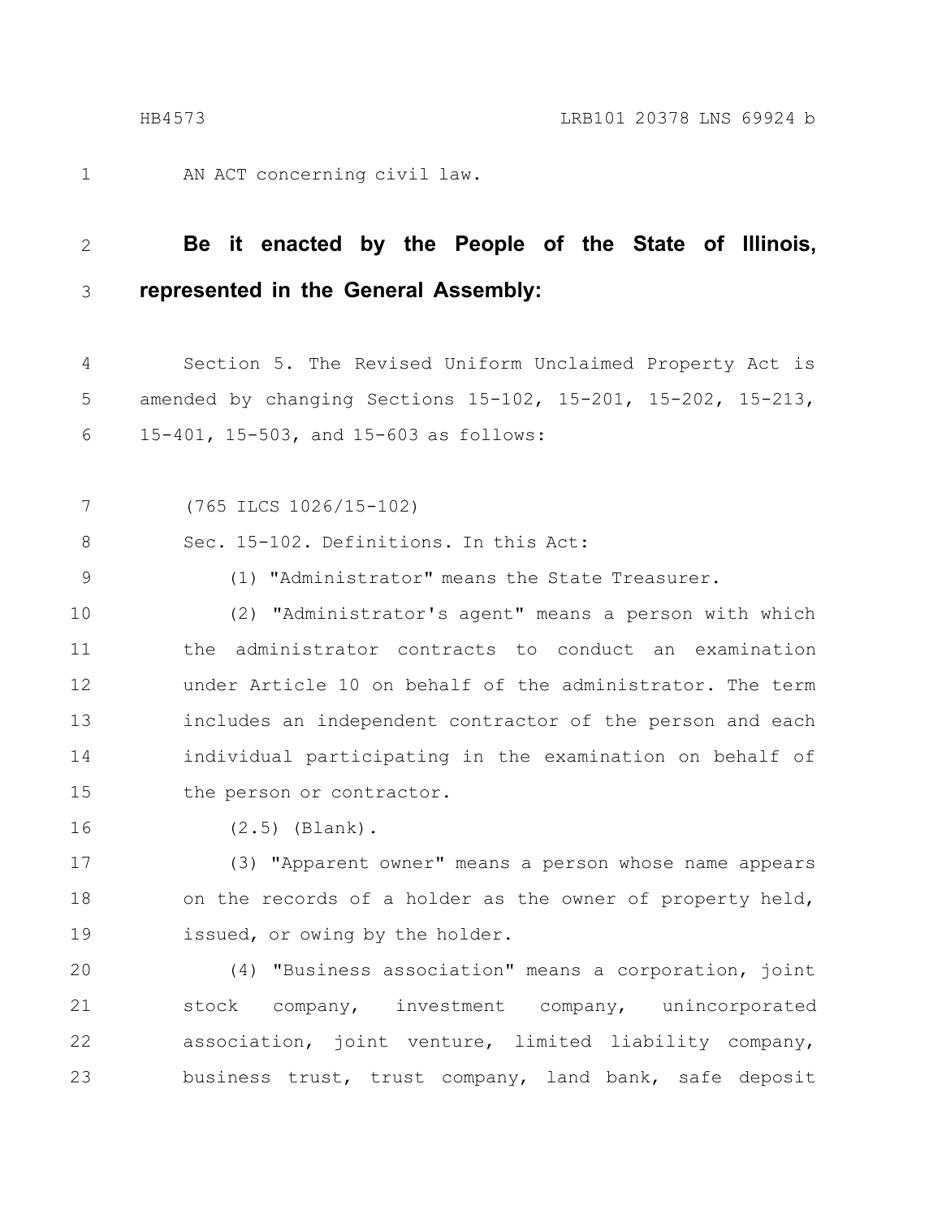AN ACT concerning civil law.

**Be it enacted by the People of the State of Illinois, represented in the General Assembly:**

Section 5. The Revised Uniform Unclaimed Property Act is amended by changing Sections 15-102, 15-201, 15-202, 15-213, 15-401, 15-503, and 15-603 as follows:

(765 ILCS 1026/15-102)

Sec. 15-102. Definitions. In this Act:

(1) "Administrator" means the State Treasurer.

(2) "Administrator's agent" means a person with which the administrator contracts to conduct an examination under Article 10 on behalf of the administrator. The term includes an independent contractor of the person and each individual participating in the examination on behalf of the person or contractor.

(2.5) (Blank).

(3) "Apparent owner" means a person whose name appears on the records of a holder as the owner of property held, issued, or owing by the holder.

(4) "Business association" means a corporation, joint stock company, investment company, unincorporated association, joint venture, limited liability company, business trust, trust company, land bank, safe deposit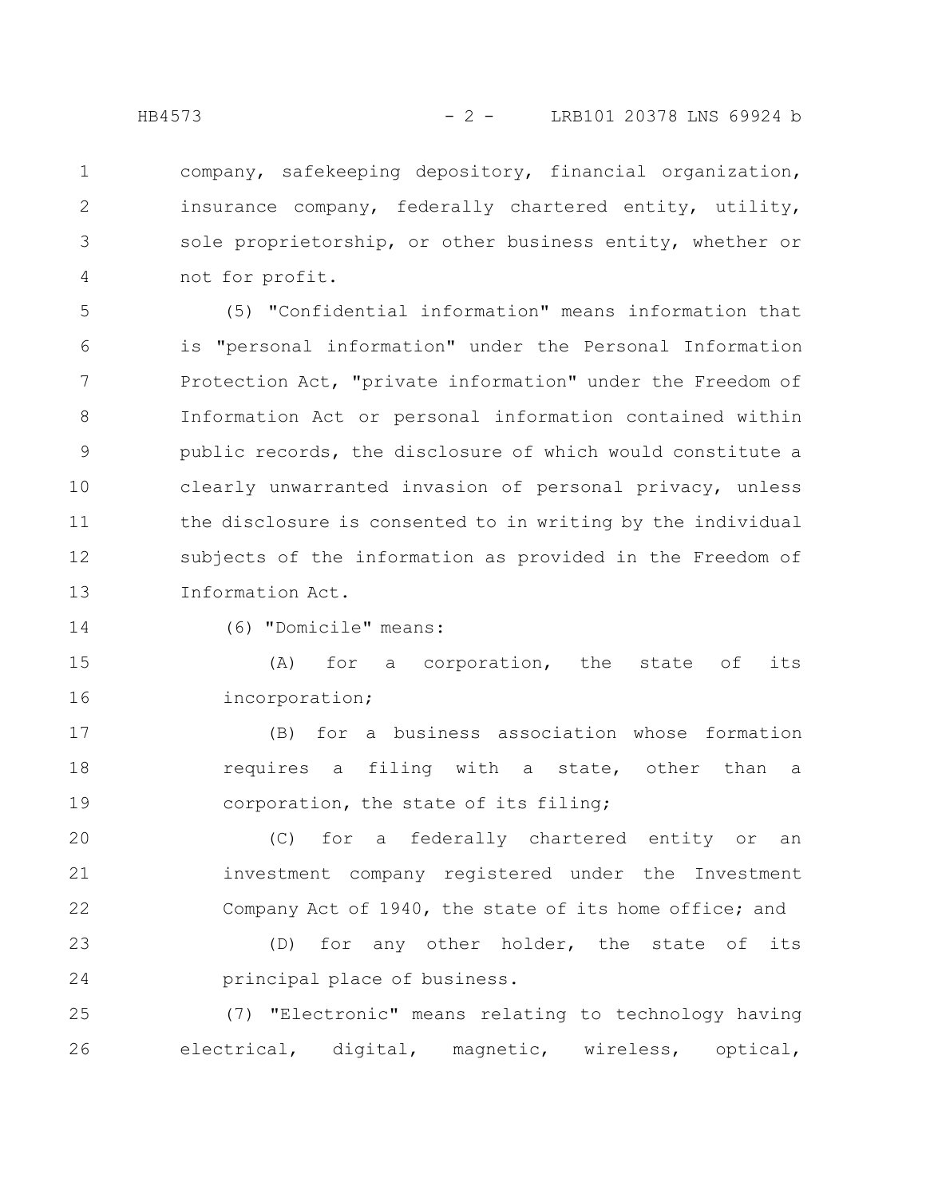company, safekeeping depository, financial organization, insurance company, federally chartered entity, utility, sole proprietorship, or other business entity, whether or not for profit.

(5) "Confidential information" means information that is "personal information" under the Personal Information Protection Act, "private information" under the Freedom of Information Act or personal information contained within public records, the disclosure of which would constitute a clearly unwarranted invasion of personal privacy, unless the disclosure is consented to in writing by the individual subjects of the information as provided in the Freedom of Information Act.

(6) "Domicile" means:

(A) for a corporation, the state of its incorporation;

(B) for a business association whose formation requires a filing with a state, other than a corporation, the state of its filing;

(C) for a federally chartered entity or an investment company registered under the Investment Company Act of 1940, the state of its home office; and

(D) for any other holder, the state of its principal place of business.

(7) "Electronic" means relating to technology having electrical, digital, magnetic, wireless, optical,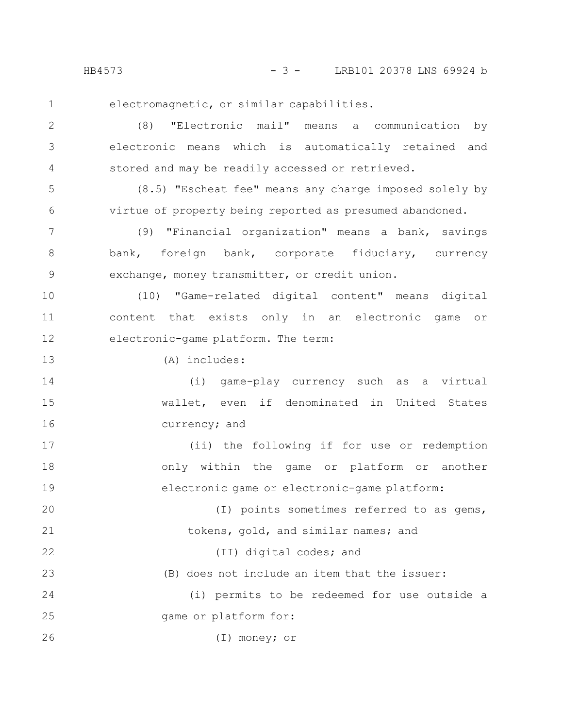electromagnetic, or similar capabilities.

(8) "Electronic mail" means a communication by electronic means which is automatically retained and stored and may be readily accessed or retrieved.

(8.5) "Escheat fee" means any charge imposed solely by virtue of property being reported as presumed abandoned.

(9) "Financial organization" means a bank, savings bank, foreign bank, corporate fiduciary, currency exchange, money transmitter, or credit union.

(10) "Game-related digital content" means digital content that exists only in an electronic game or electronic-game platform. The term:

(A) includes:

(i) game-play currency such as a virtual wallet, even if denominated in United States currency; and

(ii) the following if for use or redemption only within the game or platform or another electronic game or electronic-game platform:

(I) points sometimes referred to as gems, tokens, gold, and similar names; and

(II) digital codes; and

(B) does not include an item that the issuer:

(i) permits to be redeemed for use outside a game or platform for:

(I) money; or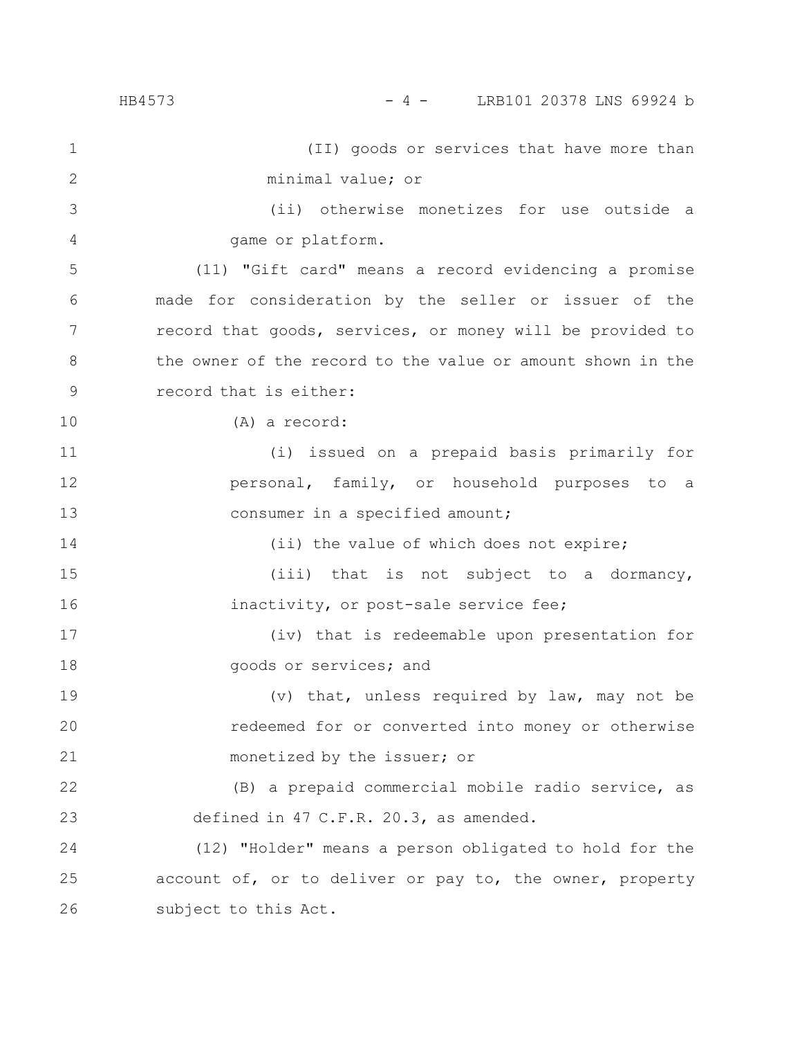(II) goods or services that have more than minimal value; or

(ii) otherwise monetizes for use outside a game or platform.

(11) "Gift card" means a record evidencing a promise made for consideration by the seller or issuer of the record that goods, services, or money will be provided to the owner of the record to the value or amount shown in the record that is either:

(A) a record:

(i) issued on a prepaid basis primarily for personal, family, or household purposes to a consumer in a specified amount;

(ii) the value of which does not expire;

(iii) that is not subject to a dormancy, inactivity, or post-sale service fee;

(iv) that is redeemable upon presentation for goods or services; and

(v) that, unless required by law, may not be redeemed for or converted into money or otherwise monetized by the issuer; or

(B) a prepaid commercial mobile radio service, as defined in 47 C.F.R. 20.3, as amended.

(12) "Holder" means a person obligated to hold for the account of, or to deliver or pay to, the owner, property subject to this Act.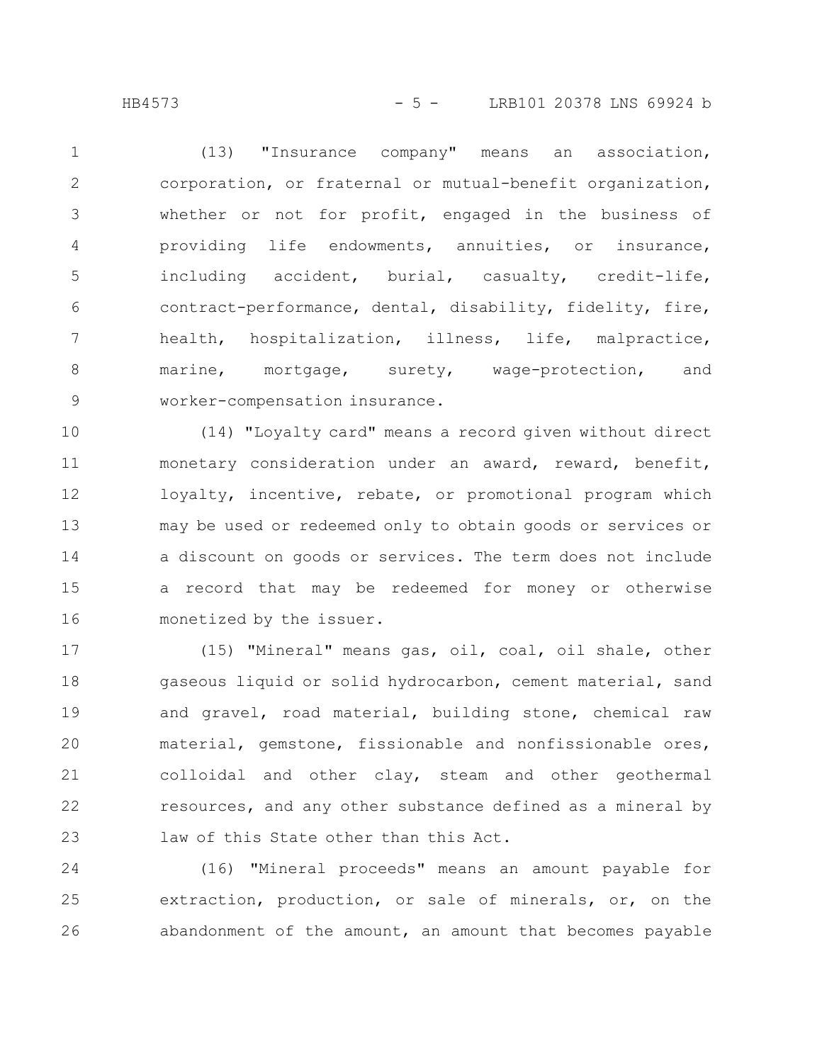(13) "Insurance company" means an association, corporation, or fraternal or mutual-benefit organization, whether or not for profit, engaged in the business of providing life endowments, annuities, or insurance, including accident, burial, casualty, credit-life, contract-performance, dental, disability, fidelity, fire, health, hospitalization, illness, life, malpractice, marine, mortgage, surety, wage-protection, and worker-compensation insurance.

(14) "Loyalty card" means a record given without direct monetary consideration under an award, reward, benefit, loyalty, incentive, rebate, or promotional program which may be used or redeemed only to obtain goods or services or a discount on goods or services. The term does not include a record that may be redeemed for money or otherwise monetized by the issuer.

(15) "Mineral" means gas, oil, coal, oil shale, other gaseous liquid or solid hydrocarbon, cement material, sand and gravel, road material, building stone, chemical raw material, gemstone, fissionable and nonfissionable ores, colloidal and other clay, steam and other geothermal resources, and any other substance defined as a mineral by law of this State other than this Act.

(16) "Mineral proceeds" means an amount payable for extraction, production, or sale of minerals, or, on the abandonment of the amount, an amount that becomes payable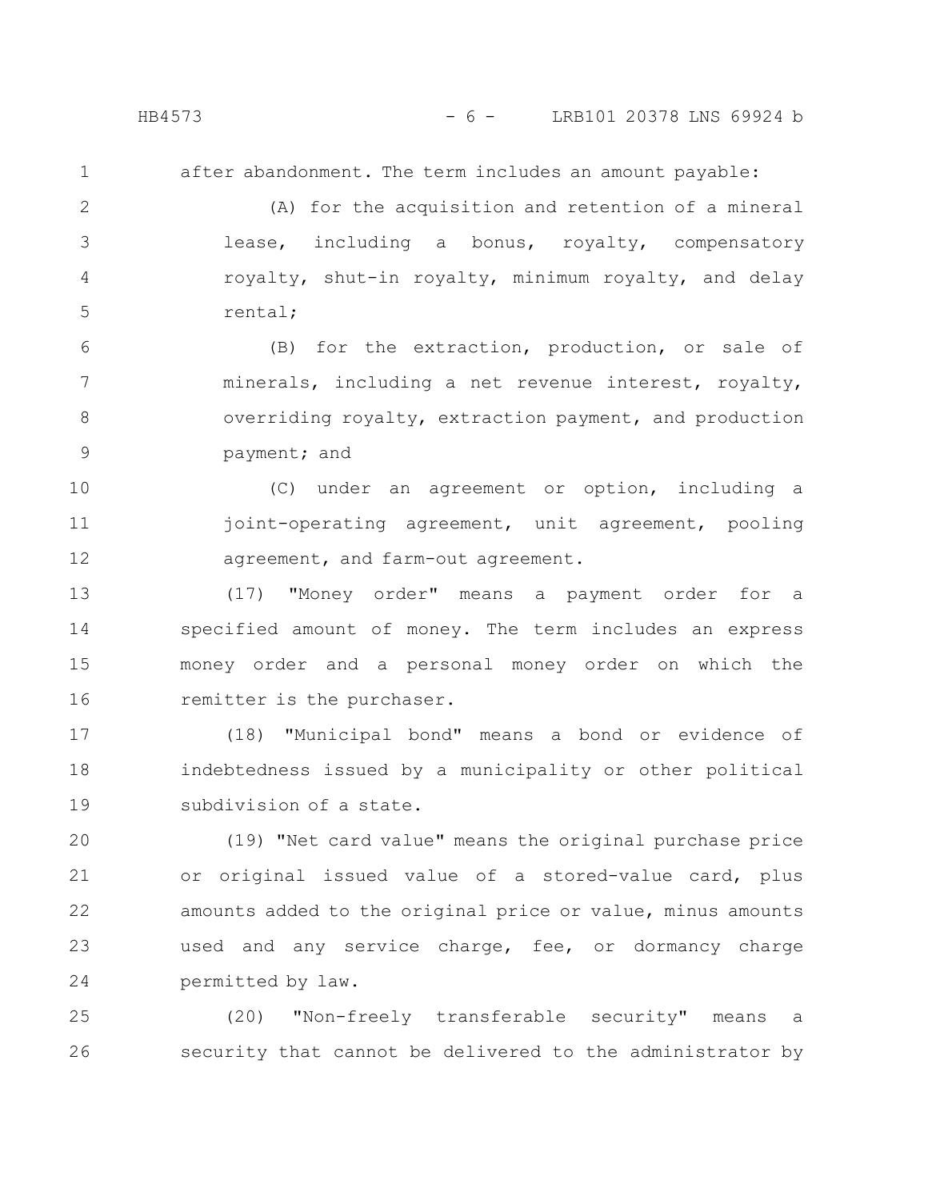after abandonment. The term includes an amount payable:

(A) for the acquisition and retention of a mineral lease, including a bonus, royalty, compensatory royalty, shut-in royalty, minimum royalty, and delay rental;

(B) for the extraction, production, or sale of minerals, including a net revenue interest, royalty, overriding royalty, extraction payment, and production payment; and

(C) under an agreement or option, including a joint-operating agreement, unit agreement, pooling agreement, and farm-out agreement.

(17) "Money order" means a payment order for a specified amount of money. The term includes an express money order and a personal money order on which the remitter is the purchaser.

(18) "Municipal bond" means a bond or evidence of indebtedness issued by a municipality or other political subdivision of a state.

(19) "Net card value" means the original purchase price or original issued value of a stored-value card, plus amounts added to the original price or value, minus amounts used and any service charge, fee, or dormancy charge permitted by law.

(20) "Non-freely transferable security" means a security that cannot be delivered to the administrator by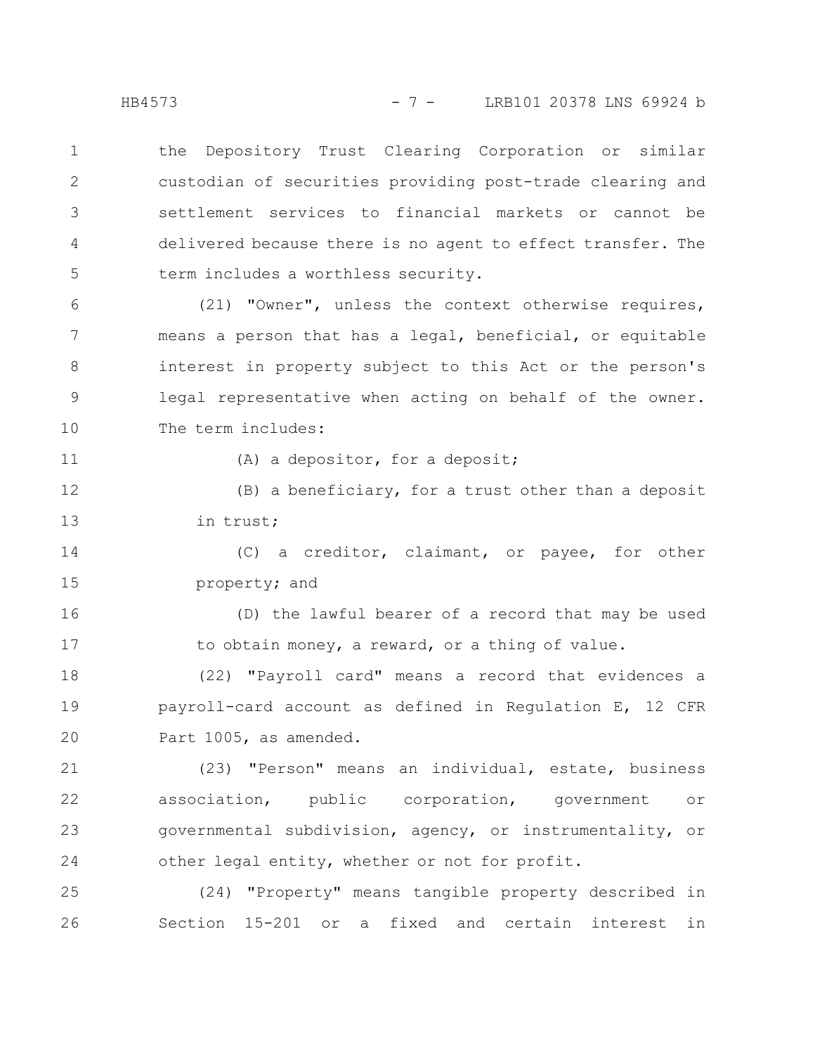the Depository Trust Clearing Corporation or similar custodian of securities providing post-trade clearing and settlement services to financial markets or cannot be delivered because there is no agent to effect transfer. The term includes a worthless security.

(21) "Owner", unless the context otherwise requires, means a person that has a legal, beneficial, or equitable interest in property subject to this Act or the person's legal representative when acting on behalf of the owner. The term includes:

(A) a depositor, for a deposit;

(B) a beneficiary, for a trust other than a deposit in trust;

(C) a creditor, claimant, or payee, for other property; and

(D) the lawful bearer of a record that may be used to obtain money, a reward, or a thing of value.

(22) "Payroll card" means a record that evidences a payroll-card account as defined in Regulation E, 12 CFR Part 1005, as amended.

(23) "Person" means an individual, estate, business association, public corporation, government or governmental subdivision, agency, or instrumentality, or other legal entity, whether or not for profit.

(24) "Property" means tangible property described in Section 15-201 or a fixed and certain interest in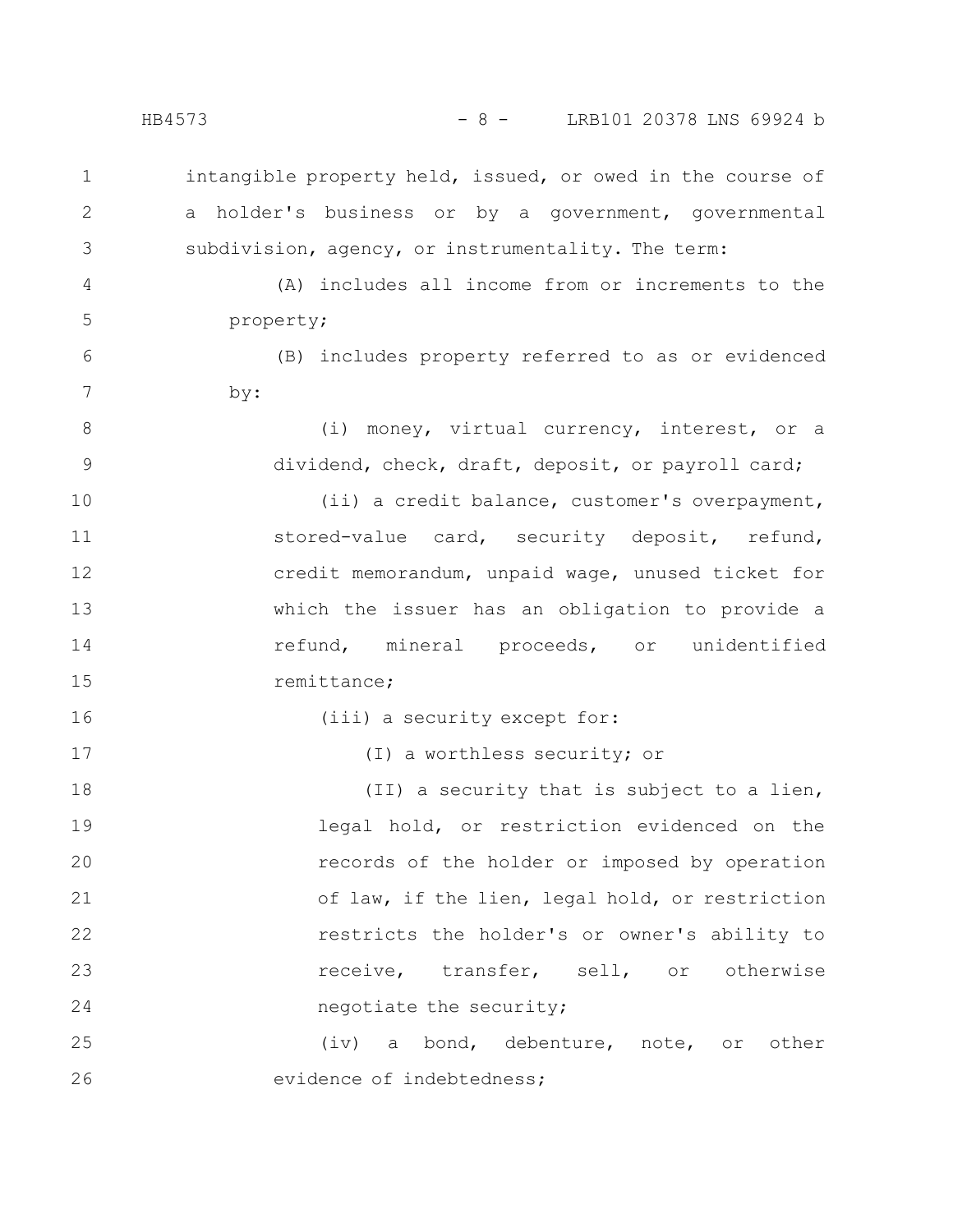intangible property held, issued, or owed in the course of a holder's business or by a government, governmental subdivision, agency, or instrumentality. The term:

(A) includes all income from or increments to the property;

(B) includes property referred to as or evidenced by:

(i) money, virtual currency, interest, or a dividend, check, draft, deposit, or payroll card;

(ii) a credit balance, customer's overpayment, stored-value card, security deposit, refund, credit memorandum, unpaid wage, unused ticket for which the issuer has an obligation to provide a refund, mineral proceeds, or unidentified remittance;

(iii) a security except for:

(I) a worthless security; or

(II) a security that is subject to a lien, legal hold, or restriction evidenced on the records of the holder or imposed by operation of law, if the lien, legal hold, or restriction restricts the holder's or owner's ability to receive, transfer, sell, or otherwise negotiate the security;

(iv) a bond, debenture, note, or other evidence of indebtedness;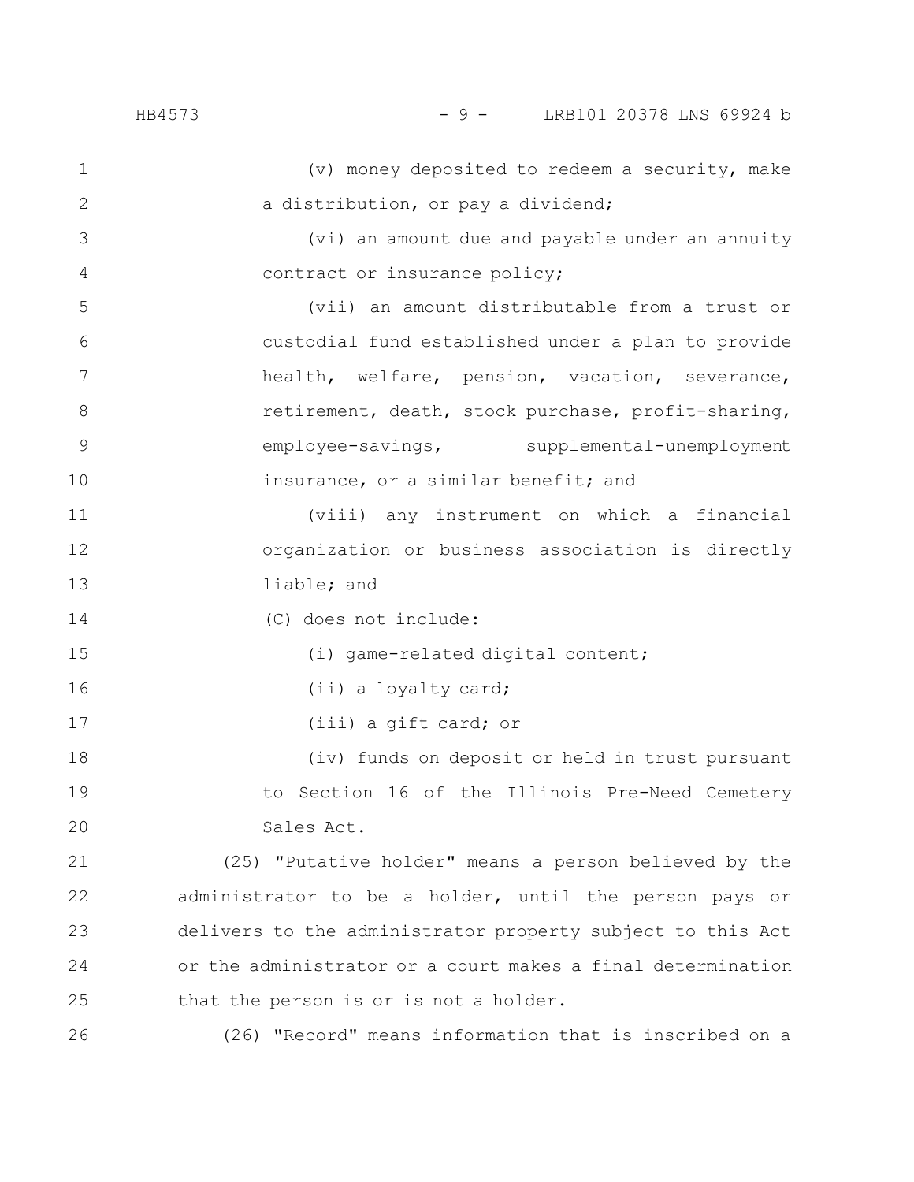(v) money deposited to redeem a security, make a distribution, or pay a dividend;

(vi) an amount due and payable under an annuity contract or insurance policy;

(vii) an amount distributable from a trust or custodial fund established under a plan to provide health, welfare, pension, vacation, severance, retirement, death, stock purchase, profit-sharing, employee-savings, supplemental-unemployment insurance, or a similar benefit; and

(viii) any instrument on which a financial organization or business association is directly liable; and

(C) does not include:

(i) game-related digital content;

(ii) a loyalty card;

(iii) a gift card; or

(iv) funds on deposit or held in trust pursuant to Section 16 of the Illinois Pre-Need Cemetery Sales Act.

(25) "Putative holder" means a person believed by the administrator to be a holder, until the person pays or delivers to the administrator property subject to this Act or the administrator or a court makes a final determination that the person is or is not a holder.

(26) "Record" means information that is inscribed on a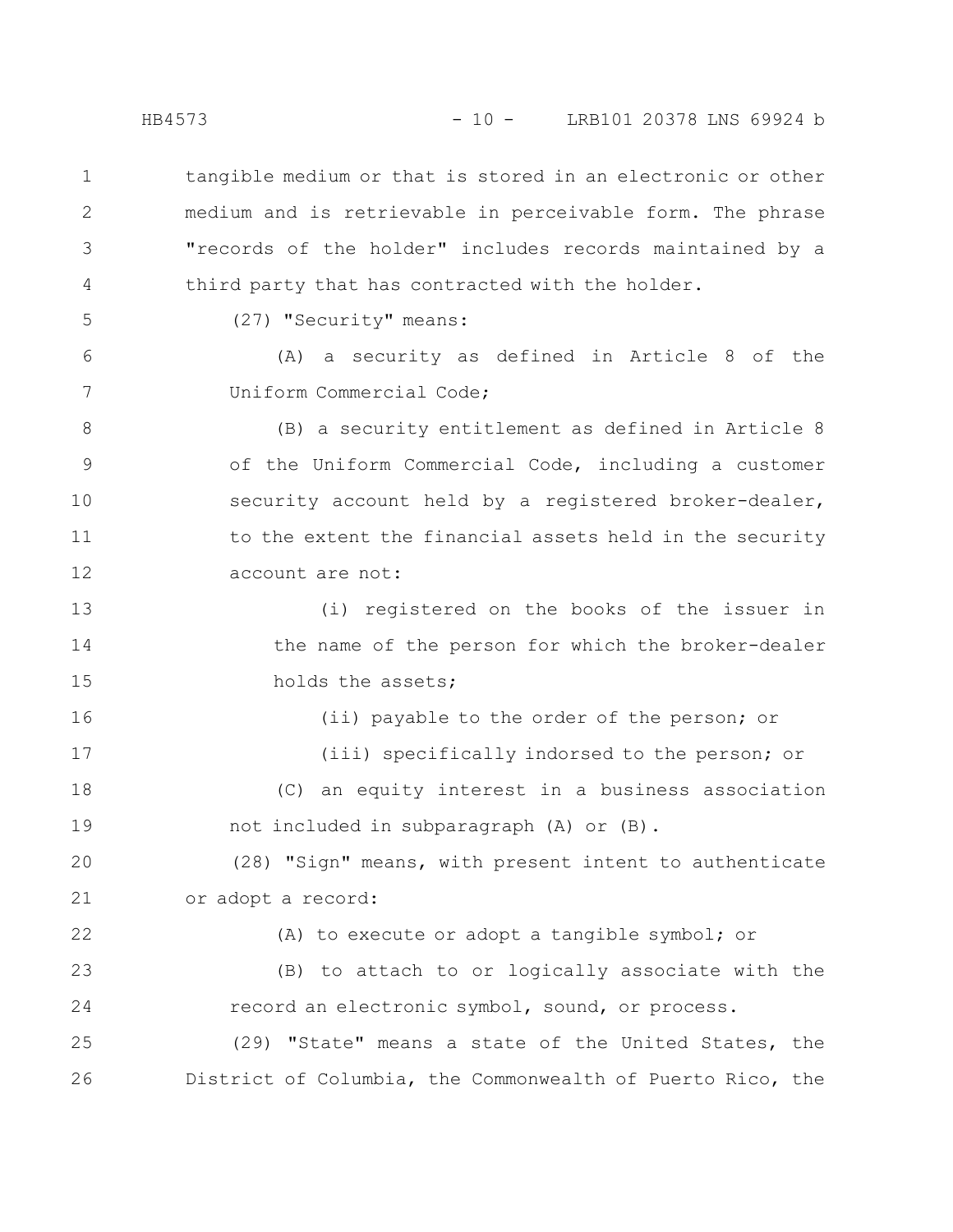tangible medium or that is stored in an electronic or other medium and is retrievable in perceivable form. The phrase "records of the holder" includes records maintained by a third party that has contracted with the holder.

(27) "Security" means:

(A) a security as defined in Article 8 of the Uniform Commercial Code;

(B) a security entitlement as defined in Article 8 of the Uniform Commercial Code, including a customer security account held by a registered broker-dealer, to the extent the financial assets held in the security account are not:

(i) registered on the books of the issuer in the name of the person for which the broker-dealer holds the assets;

(ii) payable to the order of the person; or

(iii) specifically indorsed to the person; or

(C) an equity interest in a business association not included in subparagraph (A) or (B).

(28) "Sign" means, with present intent to authenticate or adopt a record:

(A) to execute or adopt a tangible symbol; or

(B) to attach to or logically associate with the record an electronic symbol, sound, or process.

(29) "State" means a state of the United States, the District of Columbia, the Commonwealth of Puerto Rico, the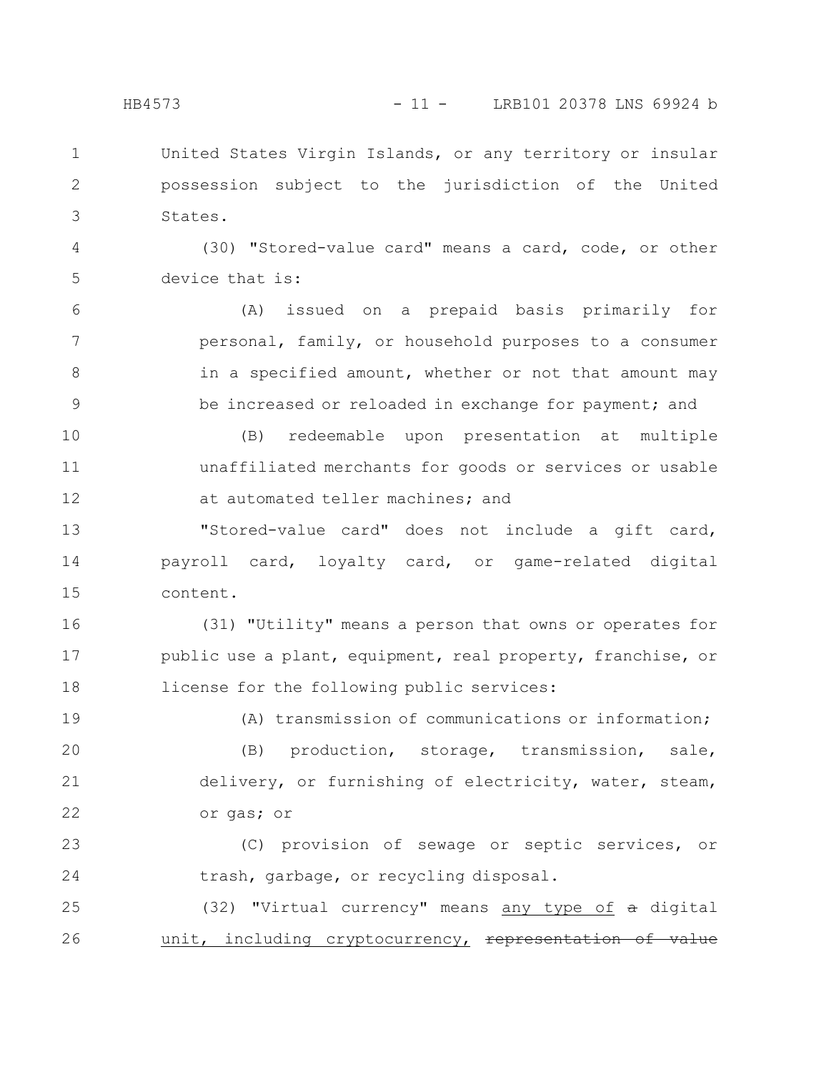United States Virgin Islands, or any territory or insular possession subject to the jurisdiction of the United States.

(30) "Stored-value card" means a card, code, or other device that is:

(A) issued on a prepaid basis primarily for personal, family, or household purposes to a consumer in a specified amount, whether or not that amount may be increased or reloaded in exchange for payment; and

(B) redeemable upon presentation at multiple unaffiliated merchants for goods or services or usable at automated teller machines; and

"Stored-value card" does not include a gift card, payroll card, loyalty card, or game-related digital content.

(31) "Utility" means a person that owns or operates for public use a plant, equipment, real property, franchise, or license for the following public services:

(A) transmission of communications or information;

(B) production, storage, transmission, sale, delivery, or furnishing of electricity, water, steam, or gas; or

(C) provision of sewage or septic services, or trash, garbage, or recycling disposal.

(32) "Virtual currency" means <u>any type of</u> ~~a~~ digital <u>unit, including cryptocurrency,</u> ~~representation of value~~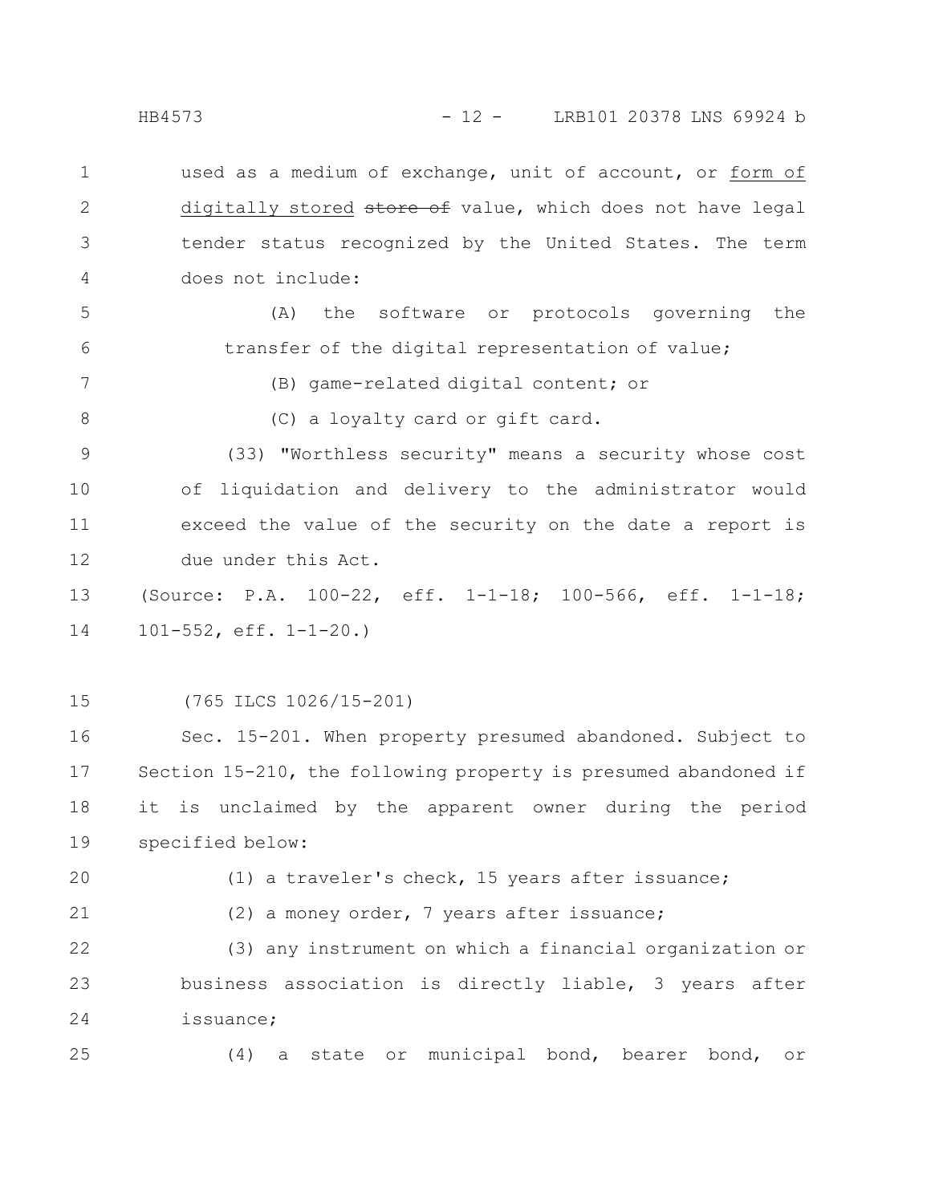used as a medium of exchange, unit of account, or form of digitally stored ~~store of~~ value, which does not have legal tender status recognized by the United States. The term does not include:

(A) the software or protocols governing the transfer of the digital representation of value;

(B) game-related digital content; or

(C) a loyalty card or gift card.

(33) "Worthless security" means a security whose cost of liquidation and delivery to the administrator would exceed the value of the security on the date a report is due under this Act.

(Source: P.A. 100-22, eff. 1-1-18; 100-566, eff. 1-1-18; 101-552, eff. 1-1-20.)

(765 ILCS 1026/15-201)

Sec. 15-201. When property presumed abandoned. Subject to Section 15-210, the following property is presumed abandoned if it is unclaimed by the apparent owner during the period specified below:

(1) a traveler's check, 15 years after issuance;

(2) a money order, 7 years after issuance;

(3) any instrument on which a financial organization or business association is directly liable, 3 years after issuance;

(4) a state or municipal bond, bearer bond, or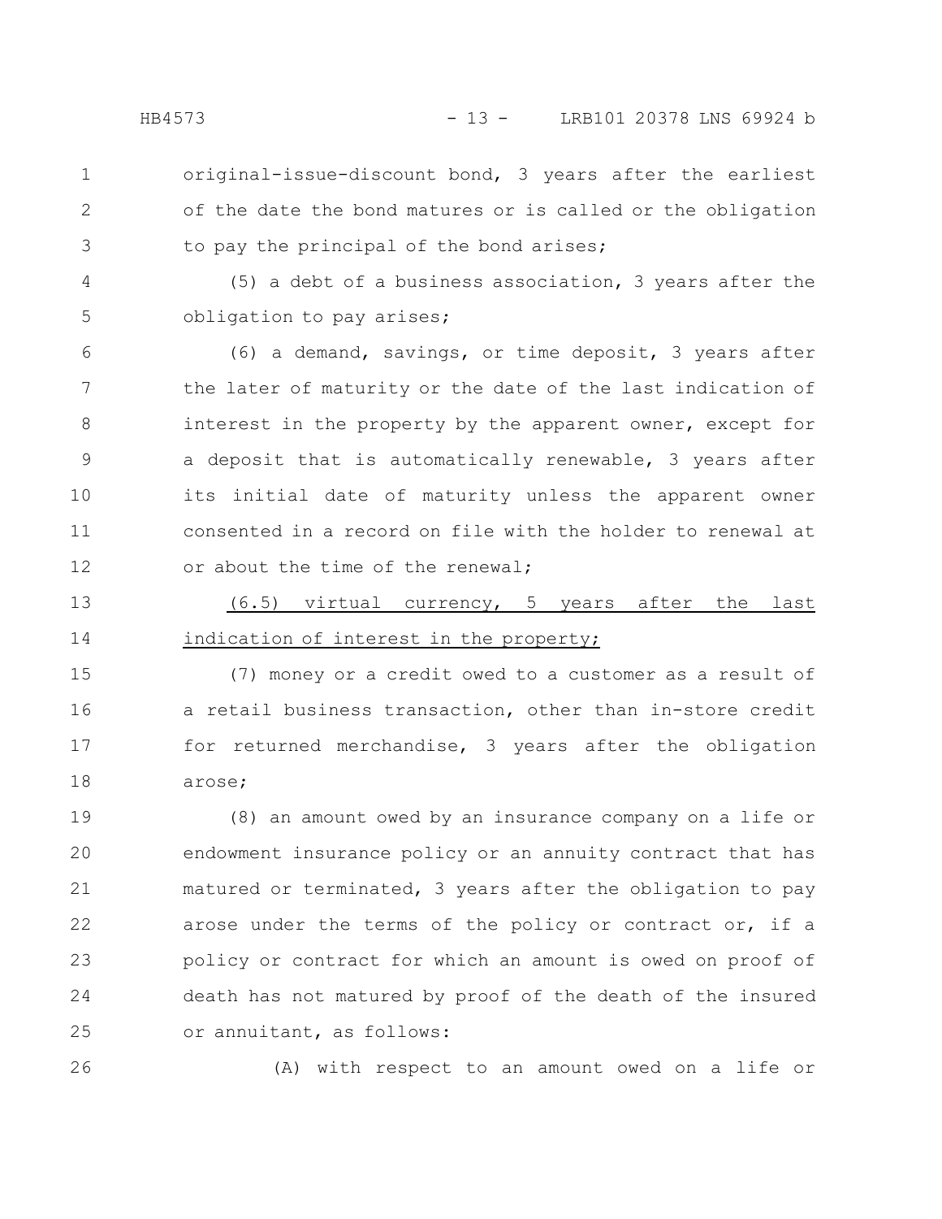original-issue-discount bond, 3 years after the earliest of the date the bond matures or is called or the obligation to pay the principal of the bond arises;

(5) a debt of a business association, 3 years after the obligation to pay arises;

(6) a demand, savings, or time deposit, 3 years after the later of maturity or the date of the last indication of interest in the property by the apparent owner, except for a deposit that is automatically renewable, 3 years after its initial date of maturity unless the apparent owner consented in a record on file with the holder to renewal at or about the time of the renewal;

<u>(6.5) virtual currency, 5 years after the last indication of interest in the property;</u>

(7) money or a credit owed to a customer as a result of a retail business transaction, other than in-store credit for returned merchandise, 3 years after the obligation arose;

(8) an amount owed by an insurance company on a life or endowment insurance policy or an annuity contract that has matured or terminated, 3 years after the obligation to pay arose under the terms of the policy or contract or, if a policy or contract for which an amount is owed on proof of death has not matured by proof of the death of the insured or annuitant, as follows:

(A) with respect to an amount owed on a life or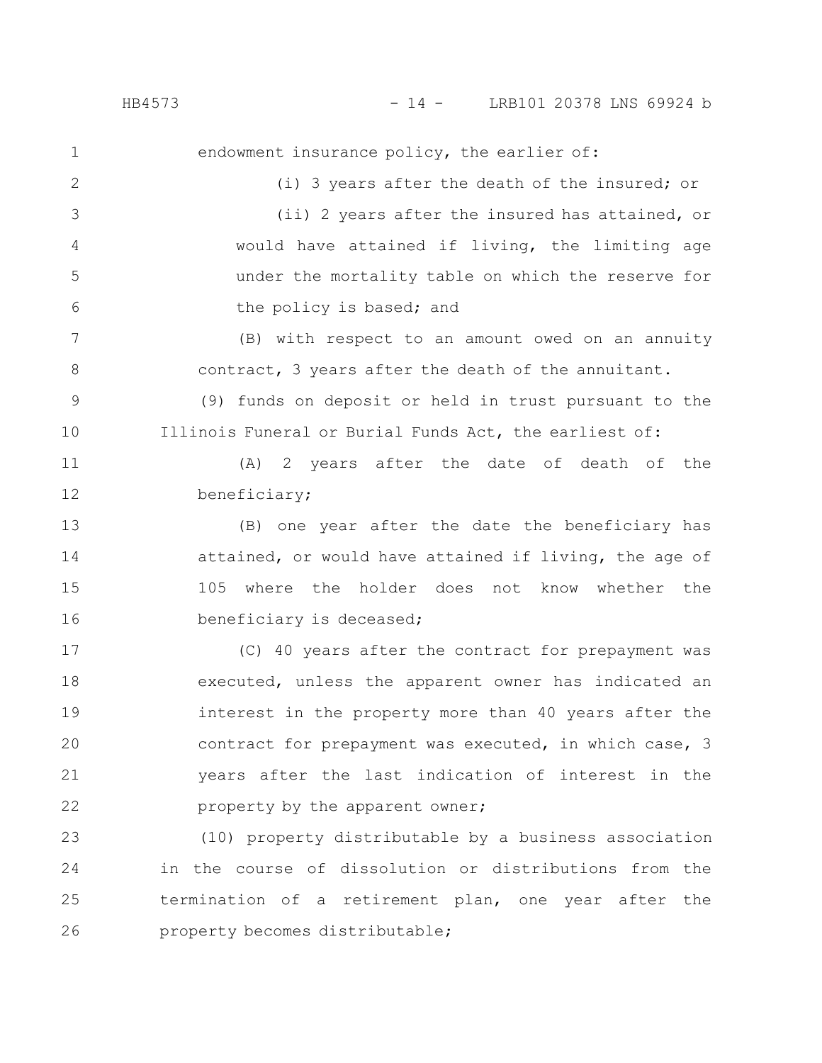endowment insurance policy, the earlier of:

(i) 3 years after the death of the insured; or

(ii) 2 years after the insured has attained, or would have attained if living, the limiting age under the mortality table on which the reserve for the policy is based; and

(B) with respect to an amount owed on an annuity contract, 3 years after the death of the annuitant.

(9) funds on deposit or held in trust pursuant to the Illinois Funeral or Burial Funds Act, the earliest of:

(A) 2 years after the date of death of the beneficiary;

(B) one year after the date the beneficiary has attained, or would have attained if living, the age of 105 where the holder does not know whether the beneficiary is deceased;

(C) 40 years after the contract for prepayment was executed, unless the apparent owner has indicated an interest in the property more than 40 years after the contract for prepayment was executed, in which case, 3 years after the last indication of interest in the property by the apparent owner;

(10) property distributable by a business association in the course of dissolution or distributions from the termination of a retirement plan, one year after the property becomes distributable;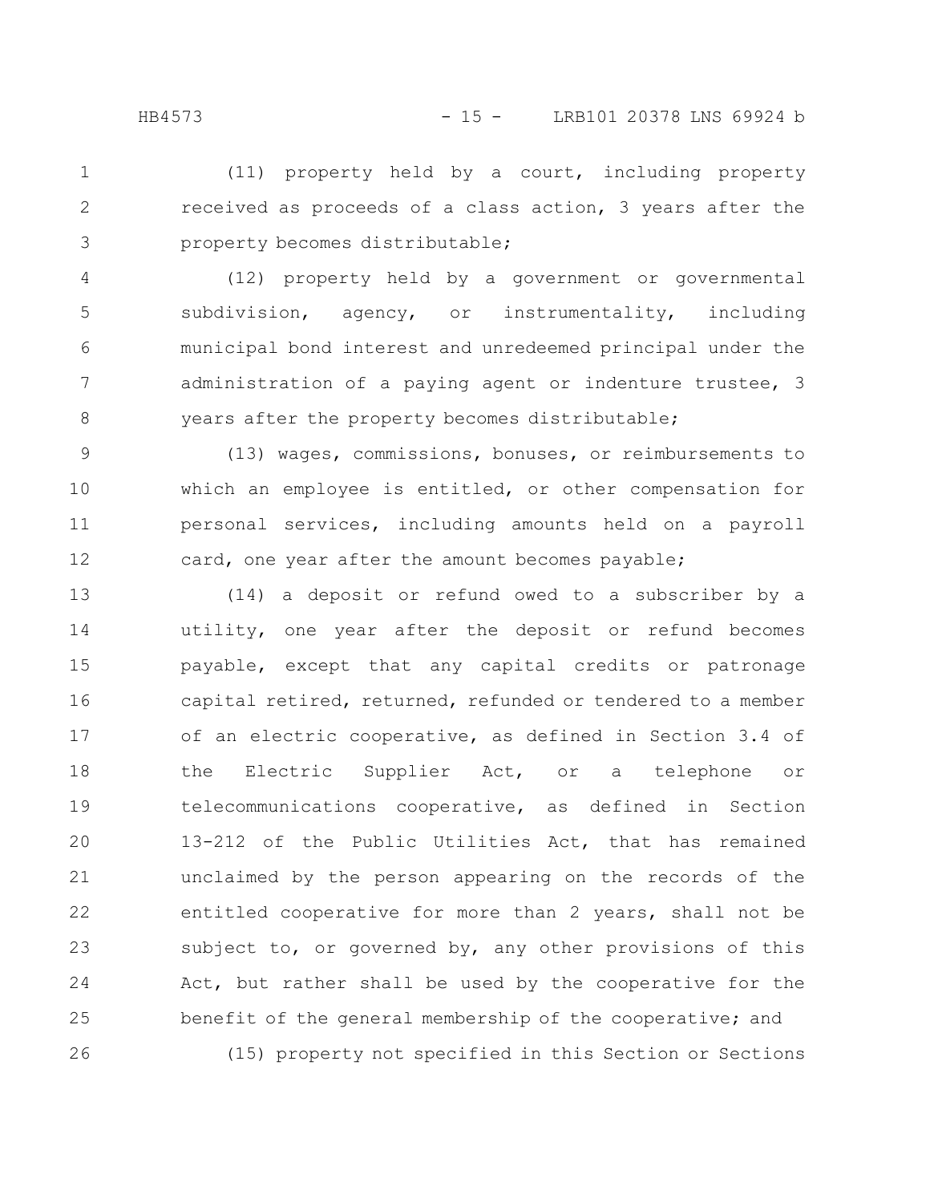(11) property held by a court, including property received as proceeds of a class action, 3 years after the property becomes distributable;

(12) property held by a government or governmental subdivision, agency, or instrumentality, including municipal bond interest and unredeemed principal under the administration of a paying agent or indenture trustee, 3 years after the property becomes distributable;

(13) wages, commissions, bonuses, or reimbursements to which an employee is entitled, or other compensation for personal services, including amounts held on a payroll card, one year after the amount becomes payable;

(14) a deposit or refund owed to a subscriber by a utility, one year after the deposit or refund becomes payable, except that any capital credits or patronage capital retired, returned, refunded or tendered to a member of an electric cooperative, as defined in Section 3.4 of the Electric Supplier Act, or a telephone or telecommunications cooperative, as defined in Section 13-212 of the Public Utilities Act, that has remained unclaimed by the person appearing on the records of the entitled cooperative for more than 2 years, shall not be subject to, or governed by, any other provisions of this Act, but rather shall be used by the cooperative for the benefit of the general membership of the cooperative; and

(15) property not specified in this Section or Sections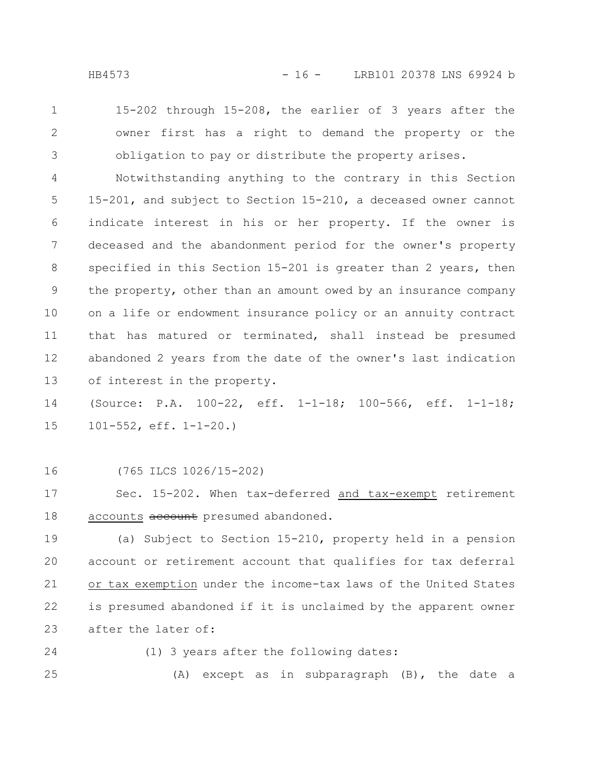15-202 through 15-208, the earlier of 3 years after the owner first has a right to demand the property or the obligation to pay or distribute the property arises.

Notwithstanding anything to the contrary in this Section 15-201, and subject to Section 15-210, a deceased owner cannot indicate interest in his or her property. If the owner is deceased and the abandonment period for the owner's property specified in this Section 15-201 is greater than 2 years, then the property, other than an amount owed by an insurance company on a life or endowment insurance policy or an annuity contract that has matured or terminated, shall instead be presumed abandoned 2 years from the date of the owner's last indication of interest in the property.

(Source: P.A. 100-22, eff. 1-1-18; 100-566, eff. 1-1-18; 101-552, eff. 1-1-20.)

(765 ILCS 1026/15-202)

Sec. 15-202. When tax-deferred and tax-exempt retirement accounts ~~account~~ presumed abandoned.

(a) Subject to Section 15-210, property held in a pension account or retirement account that qualifies for tax deferral or tax exemption under the income-tax laws of the United States is presumed abandoned if it is unclaimed by the apparent owner after the later of:

(1) 3 years after the following dates:

(A) except as in subparagraph (B), the date a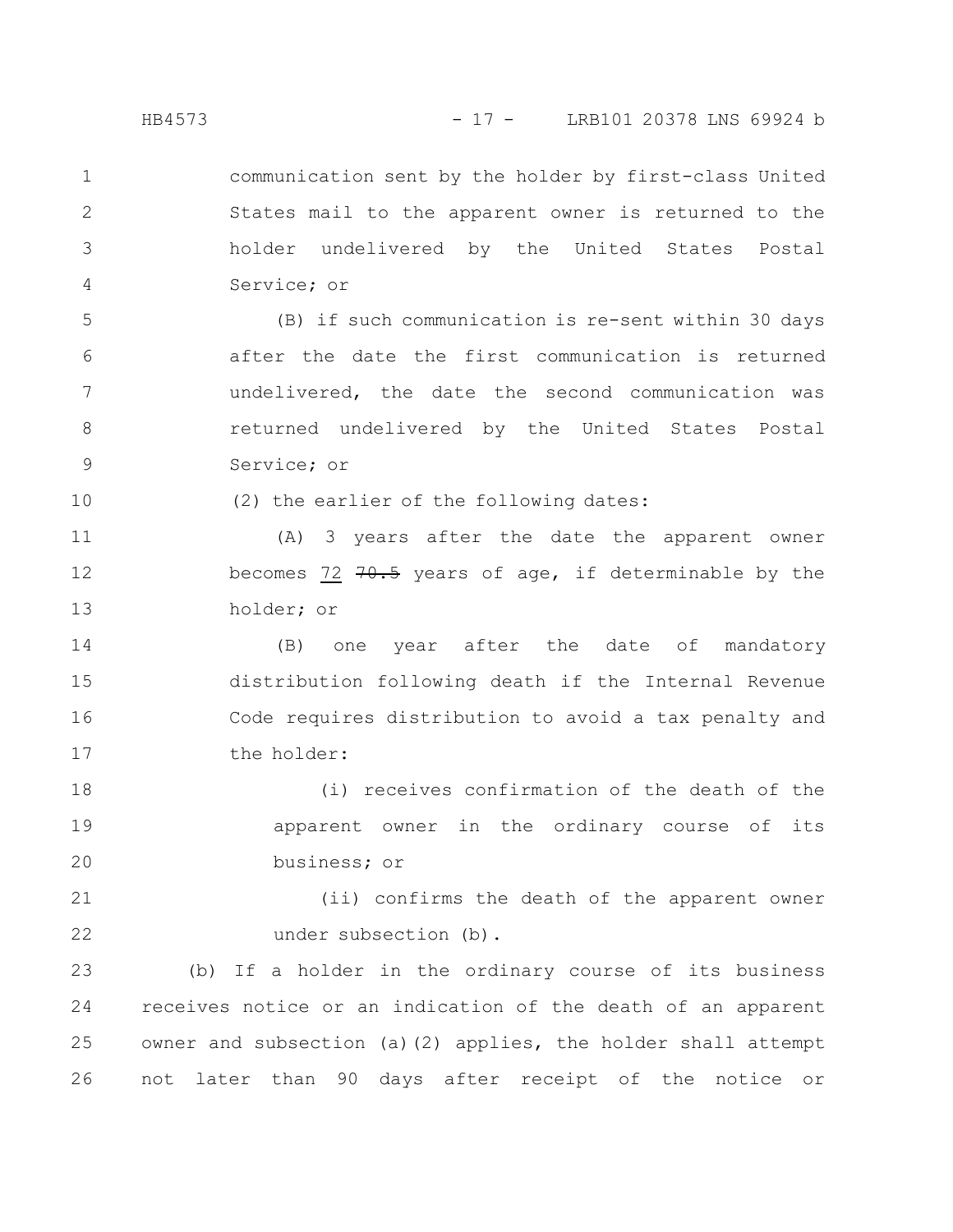communication sent by the holder by first-class United States mail to the apparent owner is returned to the holder undelivered by the United States Postal Service; or

(B) if such communication is re-sent within 30 days after the date the first communication is returned undelivered, the date the second communication was returned undelivered by the United States Postal Service; or

(2) the earlier of the following dates:

(A) 3 years after the date the apparent owner becomes <u>72</u> ~~70.5~~ years of age, if determinable by the holder; or

(B) one year after the date of mandatory distribution following death if the Internal Revenue Code requires distribution to avoid a tax penalty and the holder:

(i) receives confirmation of the death of the apparent owner in the ordinary course of its business; or

(ii) confirms the death of the apparent owner under subsection (b).

(b) If a holder in the ordinary course of its business receives notice or an indication of the death of an apparent owner and subsection (a)(2) applies, the holder shall attempt not later than 90 days after receipt of the notice or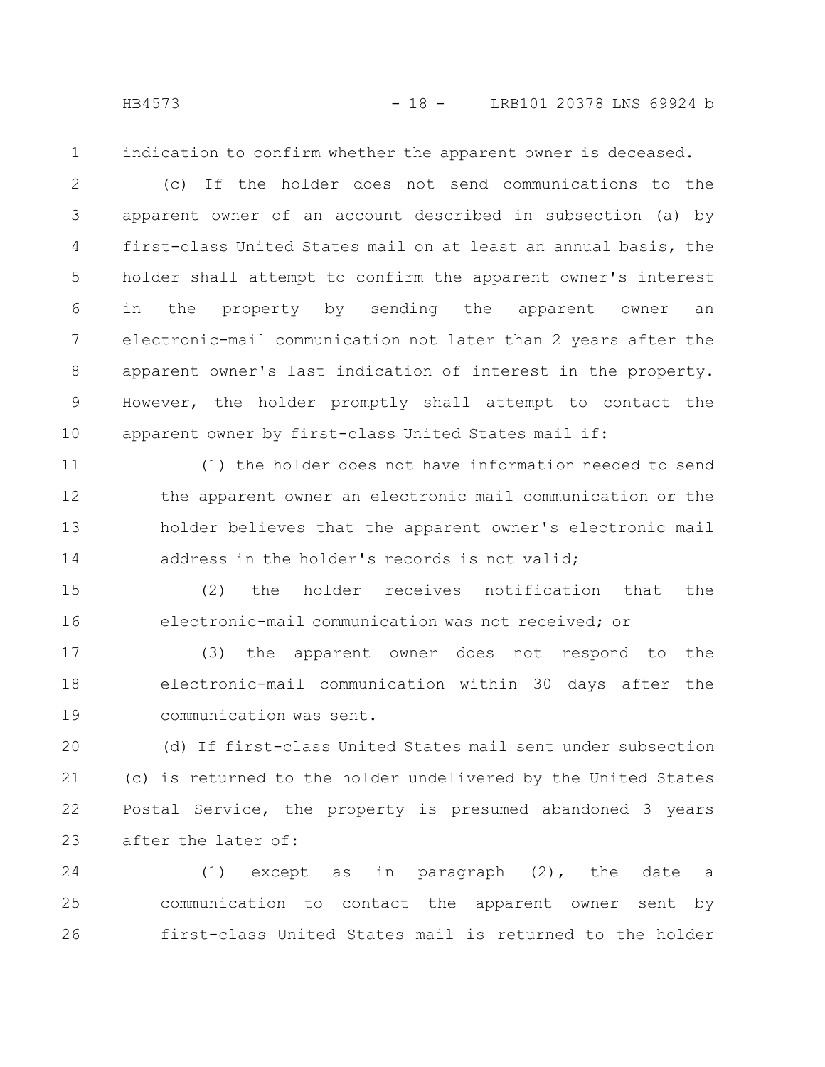indication to confirm whether the apparent owner is deceased.

(c) If the holder does not send communications to the apparent owner of an account described in subsection (a) by first-class United States mail on at least an annual basis, the holder shall attempt to confirm the apparent owner's interest in the property by sending the apparent owner an electronic-mail communication not later than 2 years after the apparent owner's last indication of interest in the property. However, the holder promptly shall attempt to contact the apparent owner by first-class United States mail if:

(1) the holder does not have information needed to send the apparent owner an electronic mail communication or the holder believes that the apparent owner's electronic mail address in the holder's records is not valid;

(2) the holder receives notification that the electronic-mail communication was not received; or

(3) the apparent owner does not respond to the electronic-mail communication within 30 days after the communication was sent.

(d) If first-class United States mail sent under subsection (c) is returned to the holder undelivered by the United States Postal Service, the property is presumed abandoned 3 years after the later of:

(1) except as in paragraph (2), the date a communication to contact the apparent owner sent by first-class United States mail is returned to the holder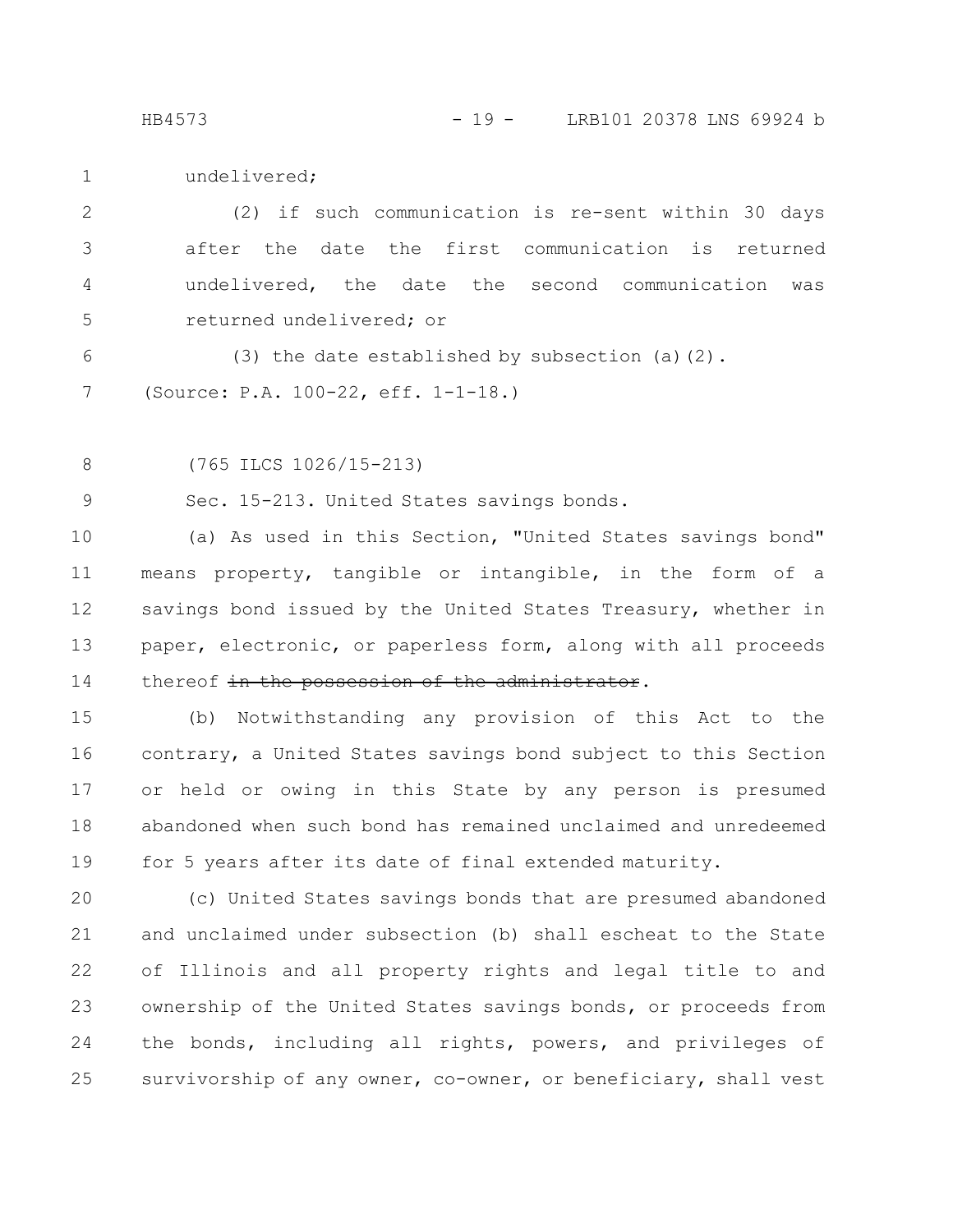undelivered;

(2) if such communication is re-sent within 30 days after the date the first communication is returned undelivered, the date the second communication was returned undelivered; or

(3) the date established by subsection (a)(2).

(Source: P.A. 100-22, eff. 1-1-18.)

(765 ILCS 1026/15-213)

Sec. 15-213. United States savings bonds.

(a) As used in this Section, "United States savings bond" means property, tangible or intangible, in the form of a savings bond issued by the United States Treasury, whether in paper, electronic, or paperless form, along with all proceeds thereof ~~in the possession of the administrator~~.

(b) Notwithstanding any provision of this Act to the contrary, a United States savings bond subject to this Section or held or owing in this State by any person is presumed abandoned when such bond has remained unclaimed and unredeemed for 5 years after its date of final extended maturity.

(c) United States savings bonds that are presumed abandoned and unclaimed under subsection (b) shall escheat to the State of Illinois and all property rights and legal title to and ownership of the United States savings bonds, or proceeds from the bonds, including all rights, powers, and privileges of survivorship of any owner, co-owner, or beneficiary, shall vest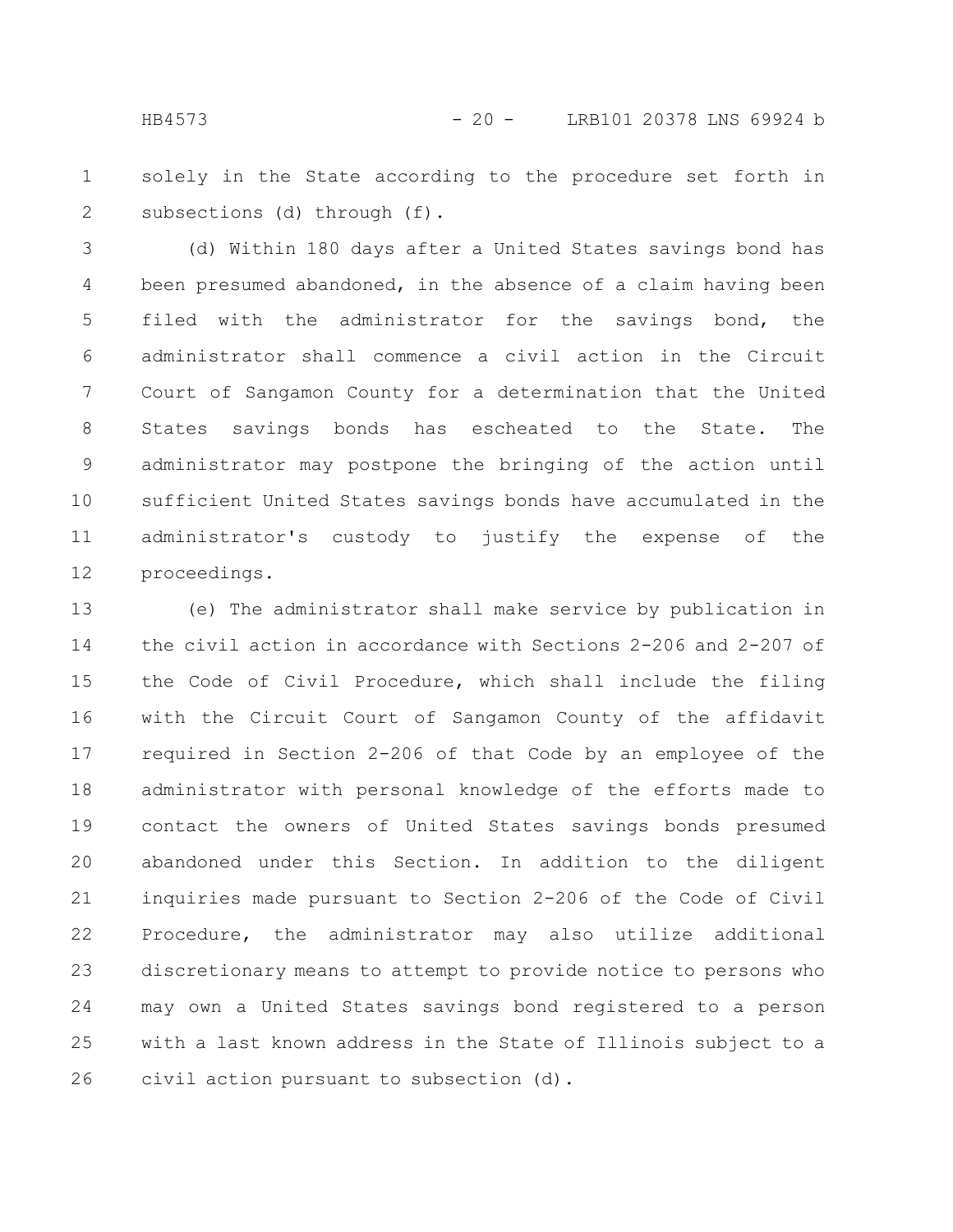solely in the State according to the procedure set forth in subsections (d) through (f).

(d) Within 180 days after a United States savings bond has been presumed abandoned, in the absence of a claim having been filed with the administrator for the savings bond, the administrator shall commence a civil action in the Circuit Court of Sangamon County for a determination that the United States savings bonds has escheated to the State. The administrator may postpone the bringing of the action until sufficient United States savings bonds have accumulated in the administrator's custody to justify the expense of the proceedings.

(e) The administrator shall make service by publication in the civil action in accordance with Sections 2-206 and 2-207 of the Code of Civil Procedure, which shall include the filing with the Circuit Court of Sangamon County of the affidavit required in Section 2-206 of that Code by an employee of the administrator with personal knowledge of the efforts made to contact the owners of United States savings bonds presumed abandoned under this Section. In addition to the diligent inquiries made pursuant to Section 2-206 of the Code of Civil Procedure, the administrator may also utilize additional discretionary means to attempt to provide notice to persons who may own a United States savings bond registered to a person with a last known address in the State of Illinois subject to a civil action pursuant to subsection (d).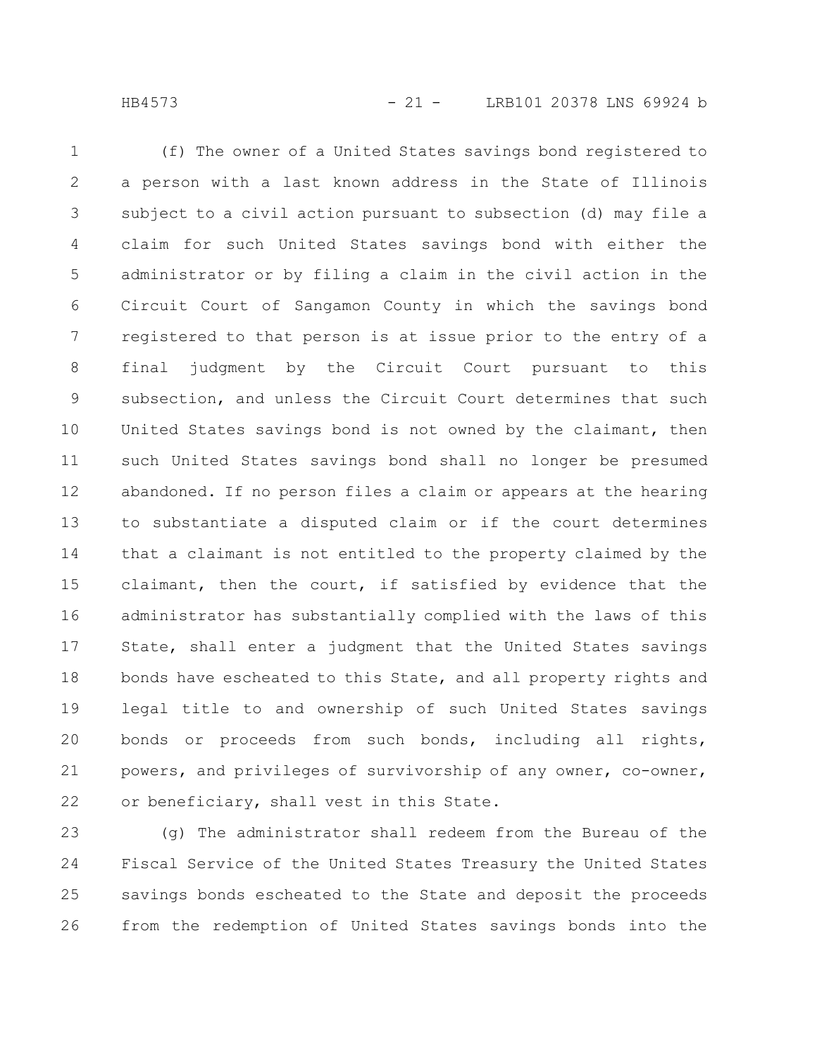(f) The owner of a United States savings bond registered to a person with a last known address in the State of Illinois subject to a civil action pursuant to subsection (d) may file a claim for such United States savings bond with either the administrator or by filing a claim in the civil action in the Circuit Court of Sangamon County in which the savings bond registered to that person is at issue prior to the entry of a final judgment by the Circuit Court pursuant to this subsection, and unless the Circuit Court determines that such United States savings bond is not owned by the claimant, then such United States savings bond shall no longer be presumed abandoned. If no person files a claim or appears at the hearing to substantiate a disputed claim or if the court determines that a claimant is not entitled to the property claimed by the claimant, then the court, if satisfied by evidence that the administrator has substantially complied with the laws of this State, shall enter a judgment that the United States savings bonds have escheated to this State, and all property rights and legal title to and ownership of such United States savings bonds or proceeds from such bonds, including all rights, powers, and privileges of survivorship of any owner, co-owner, or beneficiary, shall vest in this State.

(g) The administrator shall redeem from the Bureau of the Fiscal Service of the United States Treasury the United States savings bonds escheated to the State and deposit the proceeds from the redemption of United States savings bonds into the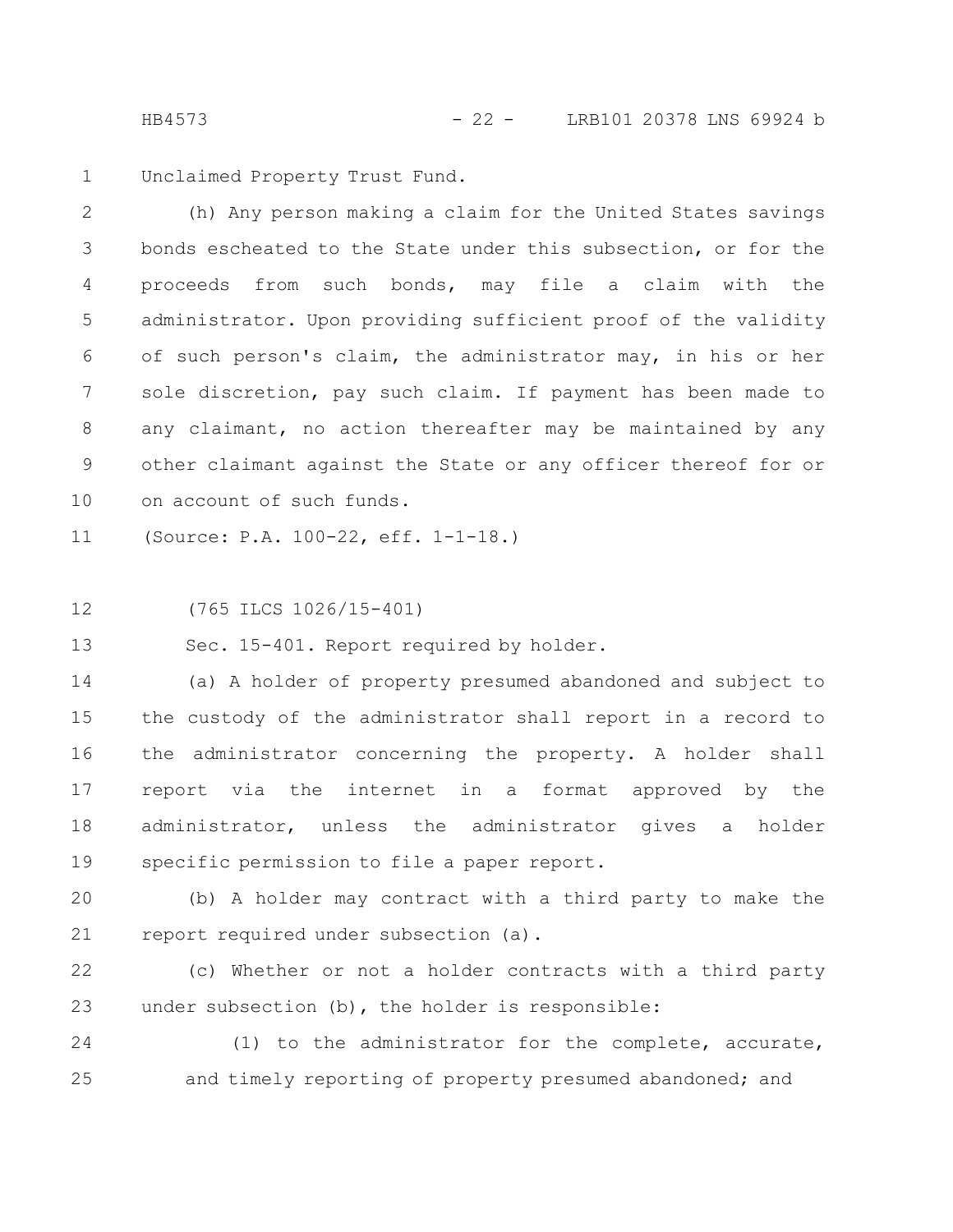Unclaimed Property Trust Fund.

(h) Any person making a claim for the United States savings bonds escheated to the State under this subsection, or for the proceeds from such bonds, may file a claim with the administrator. Upon providing sufficient proof of the validity of such person's claim, the administrator may, in his or her sole discretion, pay such claim. If payment has been made to any claimant, no action thereafter may be maintained by any other claimant against the State or any officer thereof for or on account of such funds.

(Source: P.A. 100-22, eff. 1-1-18.)

(765 ILCS 1026/15-401)

Sec. 15-401. Report required by holder.

(a) A holder of property presumed abandoned and subject to the custody of the administrator shall report in a record to the administrator concerning the property. A holder shall report via the internet in a format approved by the administrator, unless the administrator gives a holder specific permission to file a paper report.

(b) A holder may contract with a third party to make the report required under subsection (a).

(c) Whether or not a holder contracts with a third party under subsection (b), the holder is responsible:

(1) to the administrator for the complete, accurate, and timely reporting of property presumed abandoned; and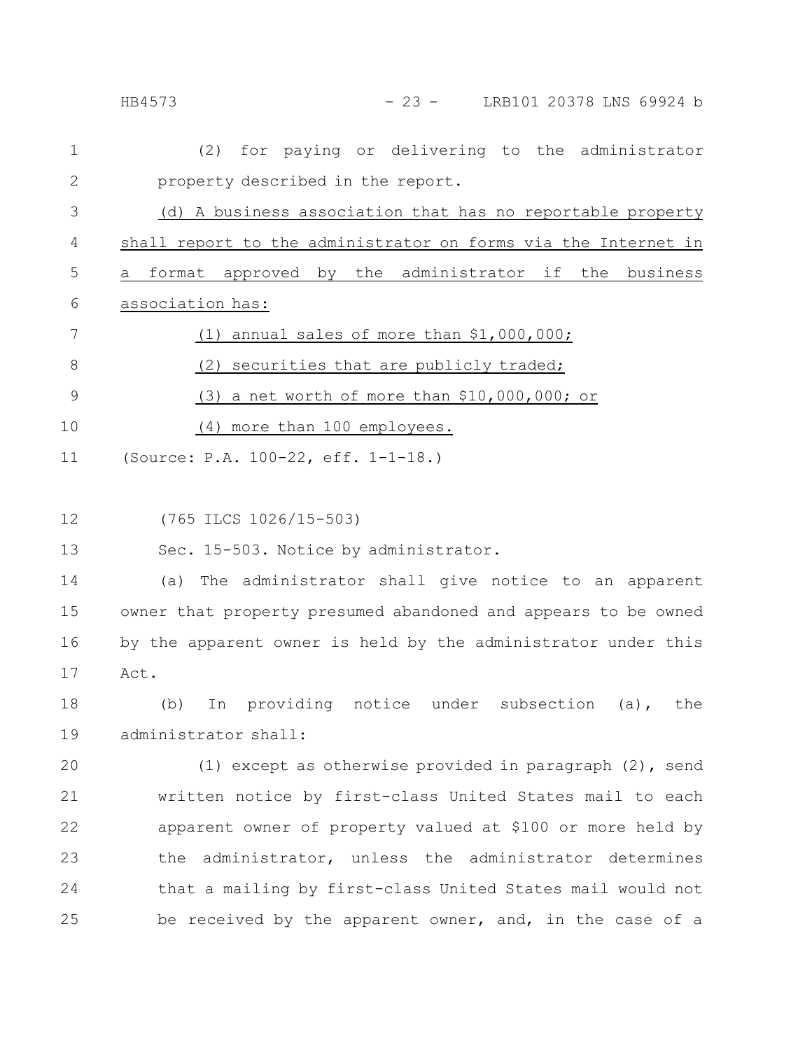(2) for paying or delivering to the administrator property described in the report.

<u>(d) A business association that has no reportable property shall report to the administrator on forms via the Internet in a format approved by the administrator if the business association has:</u>

<u>(1) annual sales of more than $1,000,000;</u>

<u>(2) securities that are publicly traded;</u>

<u>(3) a net worth of more than $10,000,000; or</u>

<u>(4) more than 100 employees.</u>

(Source: P.A. 100-22, eff. 1-1-18.)

(765 ILCS 1026/15-503)

Sec. 15-503. Notice by administrator.

(a) The administrator shall give notice to an apparent owner that property presumed abandoned and appears to be owned by the apparent owner is held by the administrator under this Act.

(b) In providing notice under subsection (a), the administrator shall:

(1) except as otherwise provided in paragraph (2), send written notice by first-class United States mail to each apparent owner of property valued at $100 or more held by the administrator, unless the administrator determines that a mailing by first-class United States mail would not be received by the apparent owner, and, in the case of a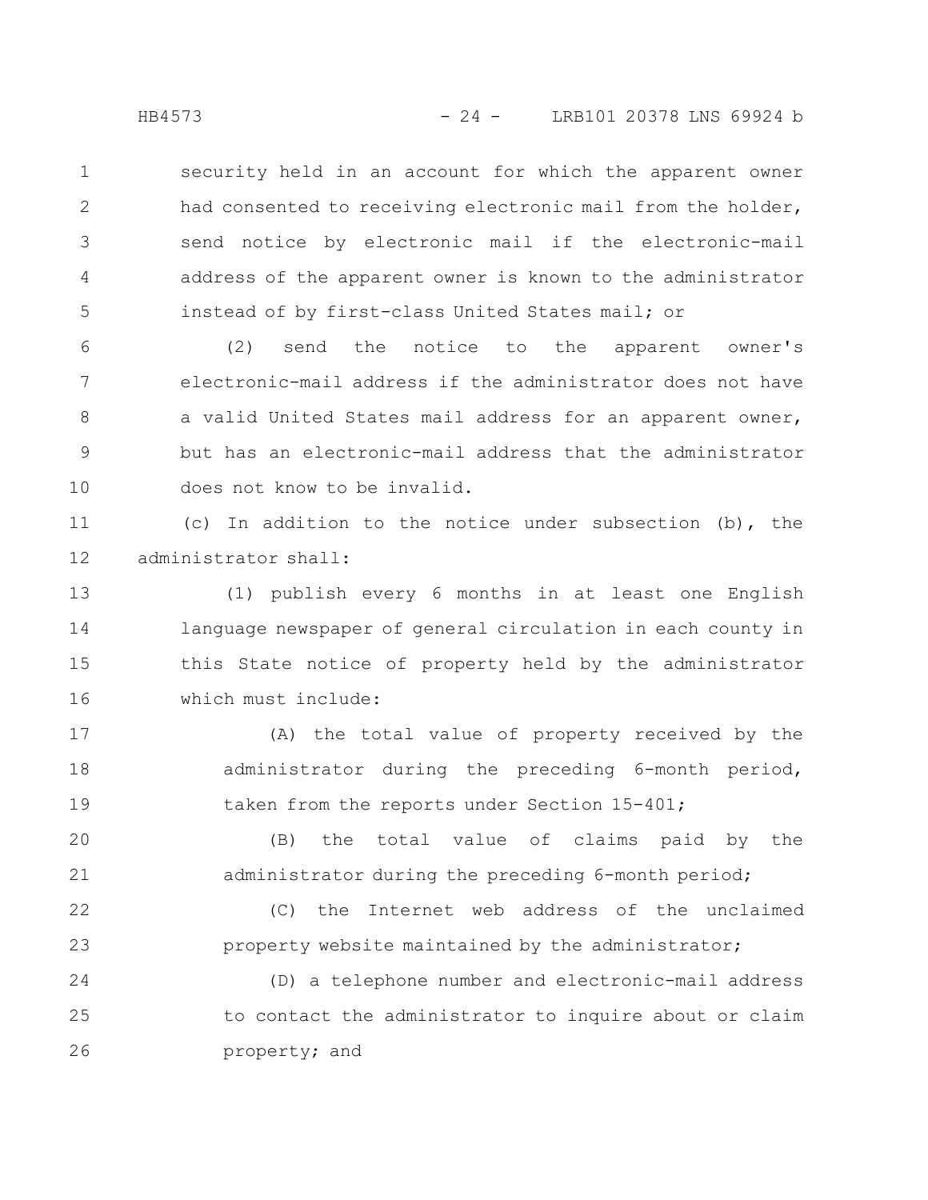security held in an account for which the apparent owner had consented to receiving electronic mail from the holder, send notice by electronic mail if the electronic-mail address of the apparent owner is known to the administrator instead of by first-class United States mail; or

(2) send the notice to the apparent owner's electronic-mail address if the administrator does not have a valid United States mail address for an apparent owner, but has an electronic-mail address that the administrator does not know to be invalid.

(c) In addition to the notice under subsection (b), the administrator shall:

(1) publish every 6 months in at least one English language newspaper of general circulation in each county in this State notice of property held by the administrator which must include:

(A) the total value of property received by the administrator during the preceding 6-month period, taken from the reports under Section 15-401;

(B) the total value of claims paid by the administrator during the preceding 6-month period;

(C) the Internet web address of the unclaimed property website maintained by the administrator;

(D) a telephone number and electronic-mail address to contact the administrator to inquire about or claim property; and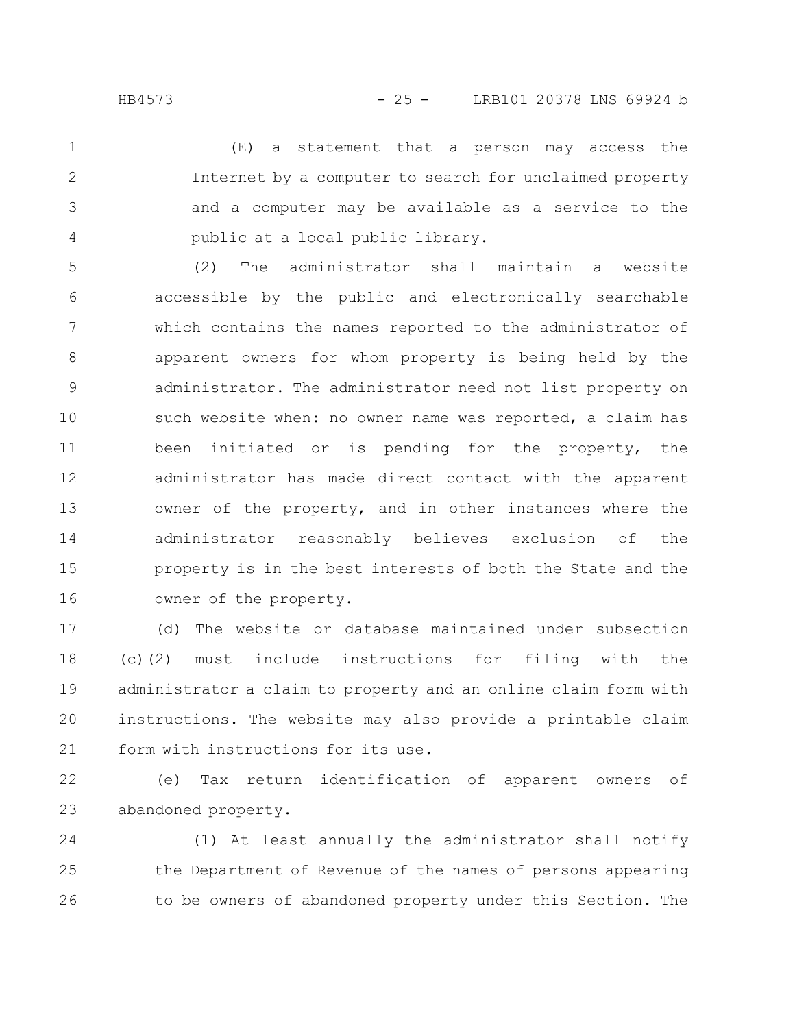(E) a statement that a person may access the Internet by a computer to search for unclaimed property and a computer may be available as a service to the public at a local public library.

(2) The administrator shall maintain a website accessible by the public and electronically searchable which contains the names reported to the administrator of apparent owners for whom property is being held by the administrator. The administrator need not list property on such website when: no owner name was reported, a claim has been initiated or is pending for the property, the administrator has made direct contact with the apparent owner of the property, and in other instances where the administrator reasonably believes exclusion of the property is in the best interests of both the State and the owner of the property.

(d) The website or database maintained under subsection (c)(2) must include instructions for filing with the administrator a claim to property and an online claim form with instructions. The website may also provide a printable claim form with instructions for its use.

(e) Tax return identification of apparent owners of abandoned property.

(1) At least annually the administrator shall notify the Department of Revenue of the names of persons appearing to be owners of abandoned property under this Section. The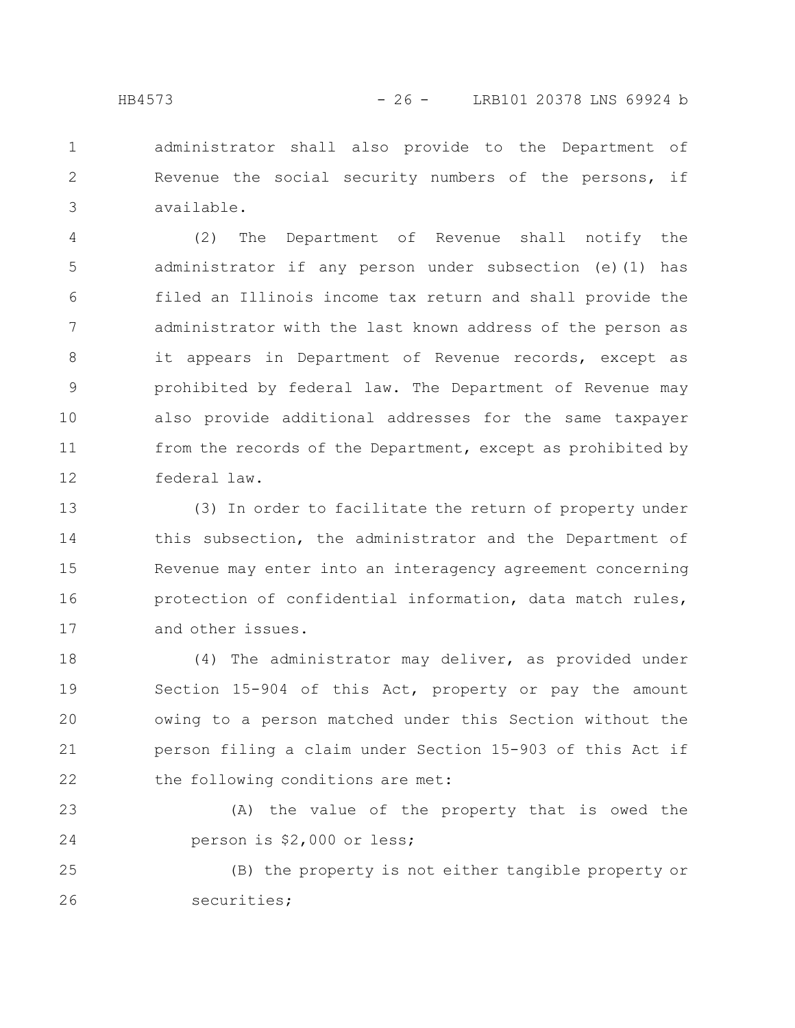administrator shall also provide to the Department of Revenue the social security numbers of the persons, if available.

(2) The Department of Revenue shall notify the administrator if any person under subsection (e)(1) has filed an Illinois income tax return and shall provide the administrator with the last known address of the person as it appears in Department of Revenue records, except as prohibited by federal law. The Department of Revenue may also provide additional addresses for the same taxpayer from the records of the Department, except as prohibited by federal law.

(3) In order to facilitate the return of property under this subsection, the administrator and the Department of Revenue may enter into an interagency agreement concerning protection of confidential information, data match rules, and other issues.

(4) The administrator may deliver, as provided under Section 15-904 of this Act, property or pay the amount owing to a person matched under this Section without the person filing a claim under Section 15-903 of this Act if the following conditions are met:

(A) the value of the property that is owed the person is $2,000 or less;

(B) the property is not either tangible property or securities;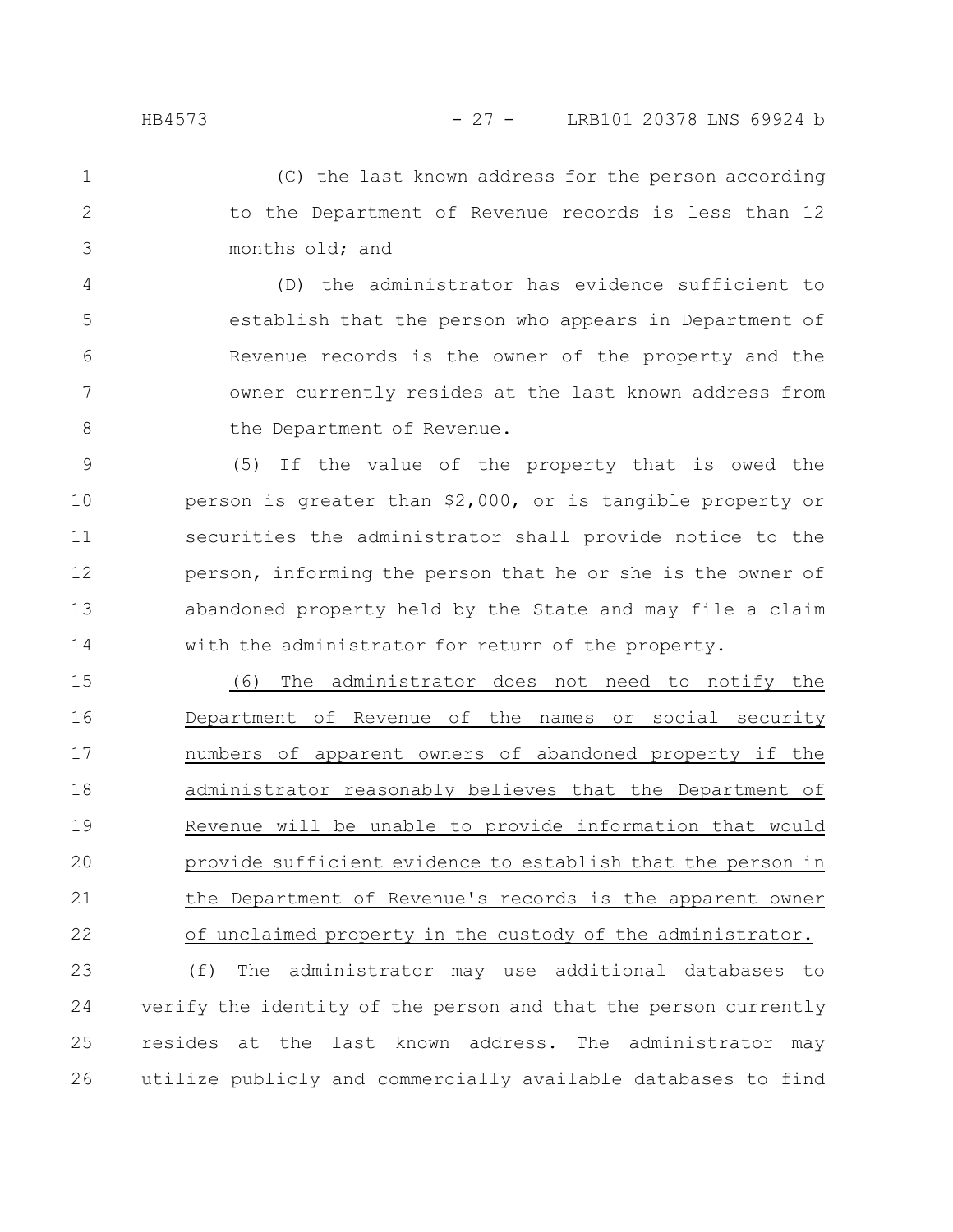(C) the last known address for the person according to the Department of Revenue records is less than 12 months old; and

(D) the administrator has evidence sufficient to establish that the person who appears in Department of Revenue records is the owner of the property and the owner currently resides at the last known address from the Department of Revenue.

(5) If the value of the property that is owed the person is greater than $2,000, or is tangible property or securities the administrator shall provide notice to the person, informing the person that he or she is the owner of abandoned property held by the State and may file a claim with the administrator for return of the property.

<u>(6) The administrator does not need to notify the Department of Revenue of the names or social security numbers of apparent owners of abandoned property if the administrator reasonably believes that the Department of Revenue will be unable to provide information that would provide sufficient evidence to establish that the person in the Department of Revenue's records is the apparent owner of unclaimed property in the custody of the administrator.</u>

(f) The administrator may use additional databases to verify the identity of the person and that the person currently resides at the last known address. The administrator may utilize publicly and commercially available databases to find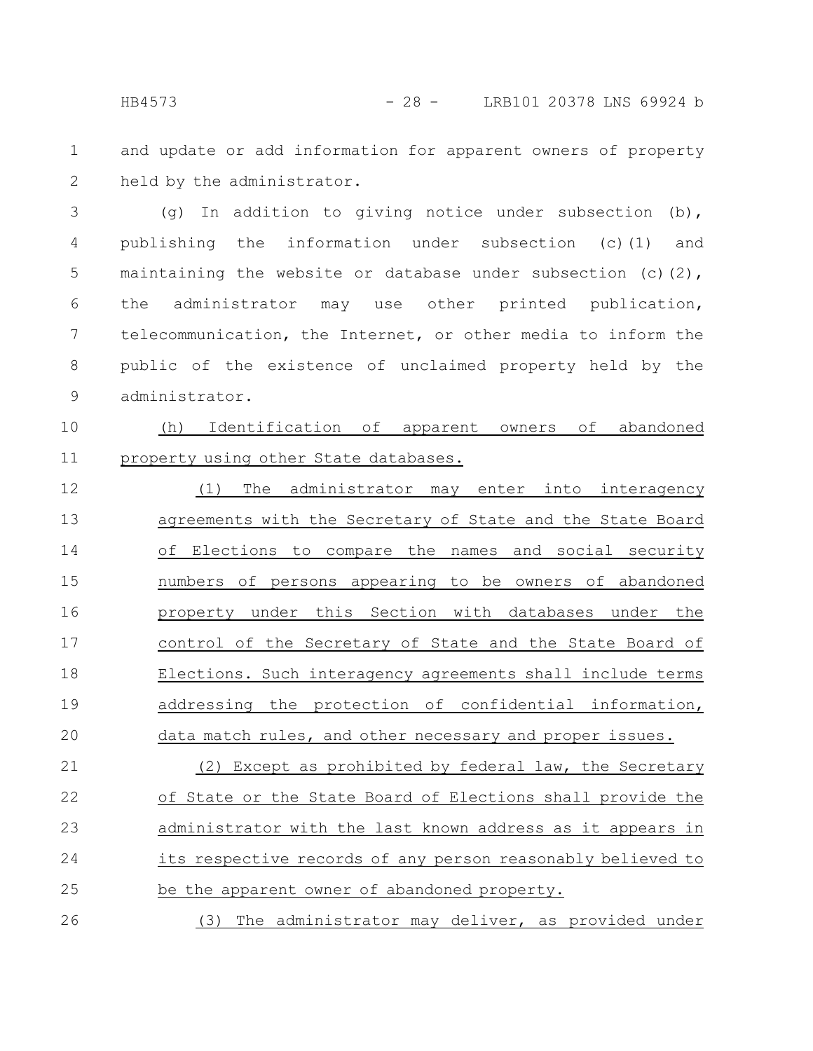and update or add information for apparent owners of property held by the administrator.

(g) In addition to giving notice under subsection (b), publishing the information under subsection (c)(1) and maintaining the website or database under subsection (c)(2), the administrator may use other printed publication, telecommunication, the Internet, or other media to inform the public of the existence of unclaimed property held by the administrator.

<u>(h) Identification of apparent owners of abandoned property using other State databases.</u>

<u>(1) The administrator may enter into interagency agreements with the Secretary of State and the State Board of Elections to compare the names and social security numbers of persons appearing to be owners of abandoned property under this Section with databases under the control of the Secretary of State and the State Board of Elections. Such interagency agreements shall include terms addressing the protection of confidential information, data match rules, and other necessary and proper issues.</u>

<u>(2) Except as prohibited by federal law, the Secretary of State or the State Board of Elections shall provide the administrator with the last known address as it appears in its respective records of any person reasonably believed to be the apparent owner of abandoned property.</u>

<u>(3) The administrator may deliver, as provided under</u>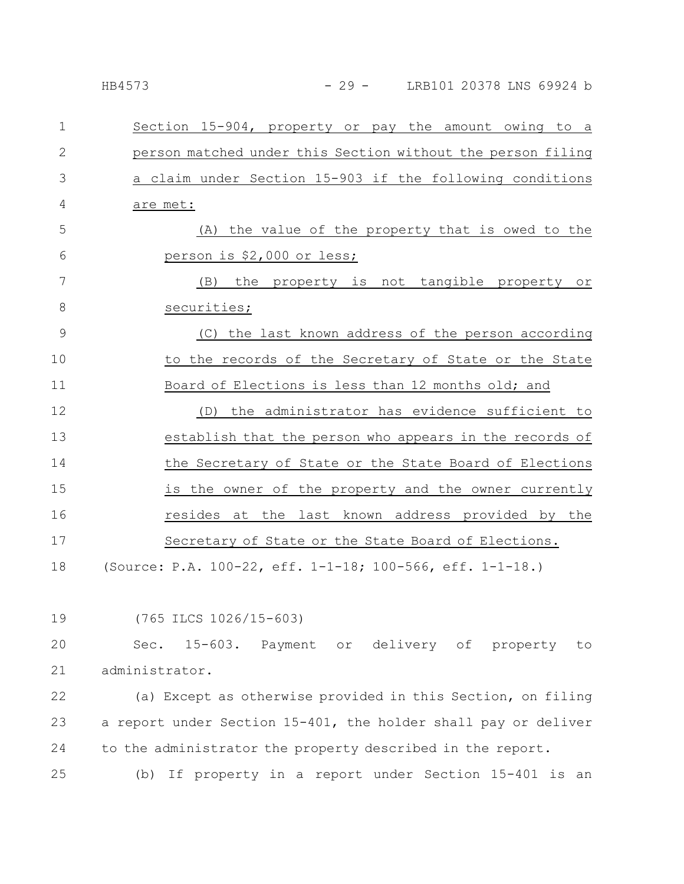Section 15-904, property or pay the amount owing to a person matched under this Section without the person filing a claim under Section 15-903 if the following conditions are met:

(A) the value of the property that is owed to the person is $2,000 or less;

(B) the property is not tangible property or securities;

(C) the last known address of the person according to the records of the Secretary of State or the State Board of Elections is less than 12 months old; and

(D) the administrator has evidence sufficient to establish that the person who appears in the records of the Secretary of State or the State Board of Elections is the owner of the property and the owner currently resides at the last known address provided by the Secretary of State or the State Board of Elections.

(Source: P.A. 100-22, eff. 1-1-18; 100-566, eff. 1-1-18.)

(765 ILCS 1026/15-603)

Sec. 15-603. Payment or delivery of property to administrator.

(a) Except as otherwise provided in this Section, on filing a report under Section 15-401, the holder shall pay or deliver to the administrator the property described in the report.

(b) If property in a report under Section 15-401 is an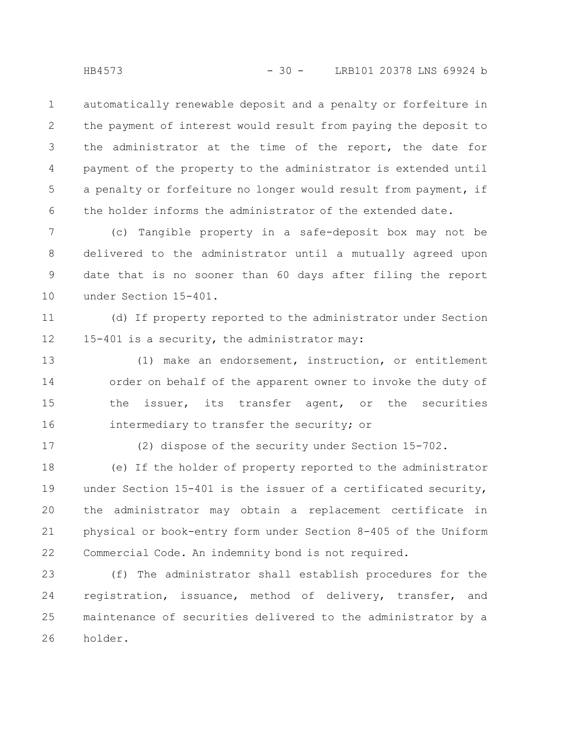automatically renewable deposit and a penalty or forfeiture in the payment of interest would result from paying the deposit to the administrator at the time of the report, the date for payment of the property to the administrator is extended until a penalty or forfeiture no longer would result from payment, if the holder informs the administrator of the extended date.

(c) Tangible property in a safe-deposit box may not be delivered to the administrator until a mutually agreed upon date that is no sooner than 60 days after filing the report under Section 15-401.

(d) If property reported to the administrator under Section 15-401 is a security, the administrator may:

(1) make an endorsement, instruction, or entitlement order on behalf of the apparent owner to invoke the duty of the issuer, its transfer agent, or the securities intermediary to transfer the security; or

(2) dispose of the security under Section 15-702.

(e) If the holder of property reported to the administrator under Section 15-401 is the issuer of a certificated security, the administrator may obtain a replacement certificate in physical or book-entry form under Section 8-405 of the Uniform Commercial Code. An indemnity bond is not required.

(f) The administrator shall establish procedures for the registration, issuance, method of delivery, transfer, and maintenance of securities delivered to the administrator by a holder.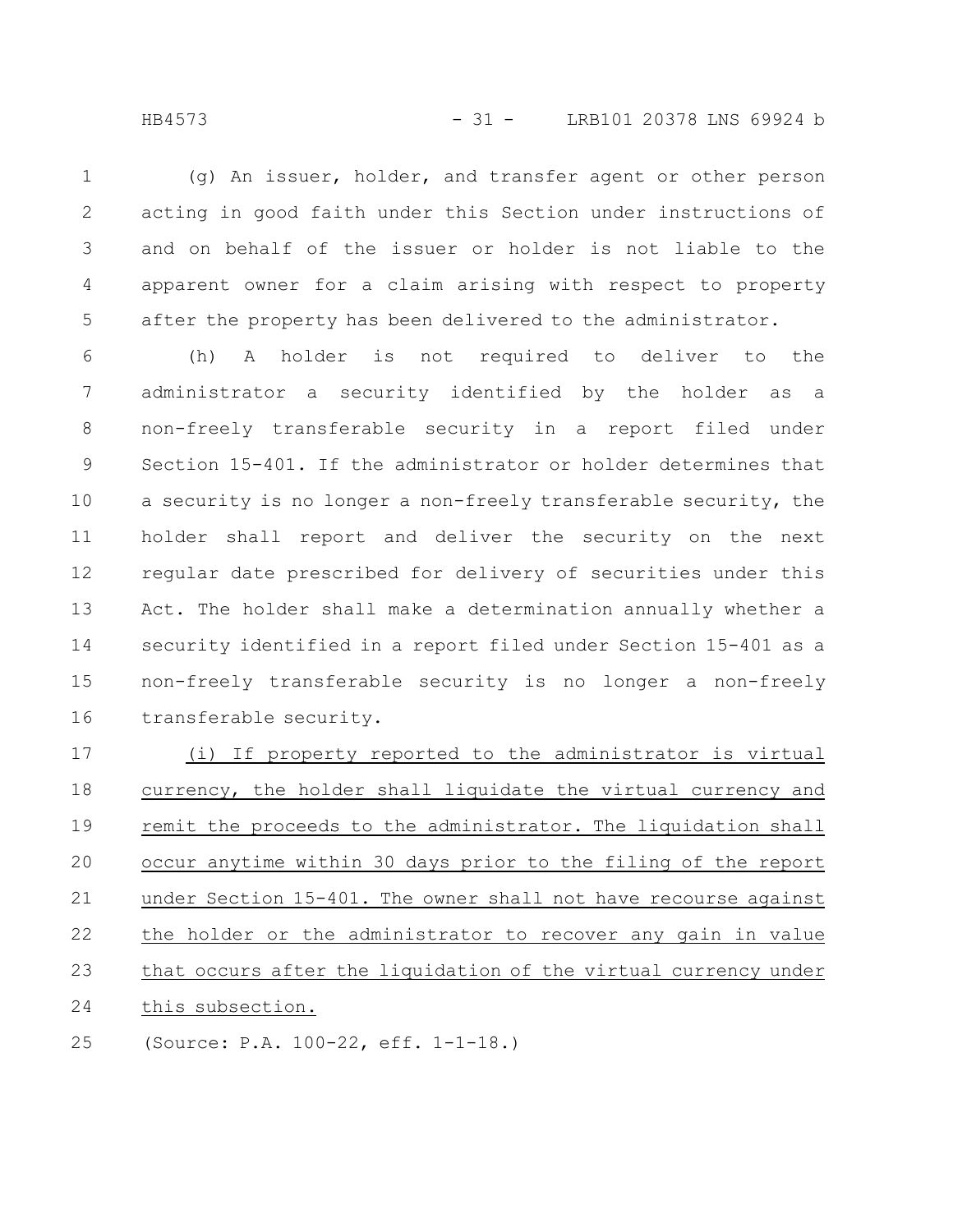(g) An issuer, holder, and transfer agent or other person acting in good faith under this Section under instructions of and on behalf of the issuer or holder is not liable to the apparent owner for a claim arising with respect to property after the property has been delivered to the administrator.

(h) A holder is not required to deliver to the administrator a security identified by the holder as a non-freely transferable security in a report filed under Section 15-401. If the administrator or holder determines that a security is no longer a non-freely transferable security, the holder shall report and deliver the security on the next regular date prescribed for delivery of securities under this Act. The holder shall make a determination annually whether a security identified in a report filed under Section 15-401 as a non-freely transferable security is no longer a non-freely transferable security.

<u>(i) If property reported to the administrator is virtual currency, the holder shall liquidate the virtual currency and remit the proceeds to the administrator. The liquidation shall occur anytime within 30 days prior to the filing of the report under Section 15-401. The owner shall not have recourse against the holder or the administrator to recover any gain in value that occurs after the liquidation of the virtual currency under this subsection.</u>

(Source: P.A. 100-22, eff. 1-1-18.)